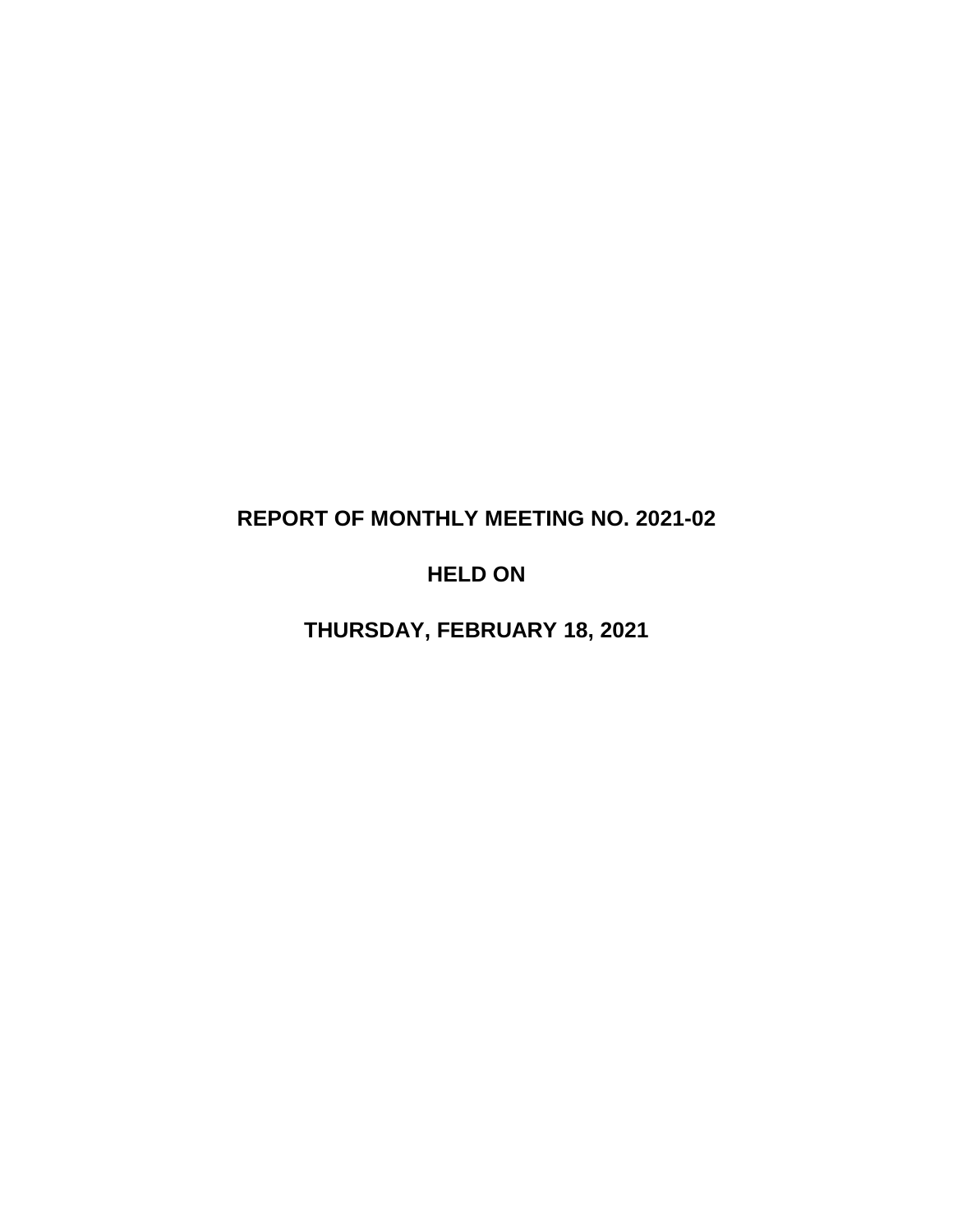# REPORT OF MONTHLY MEETING NO. 2021-02

## HELD ON

## THURSDAY, FEBRUARY 18, 2021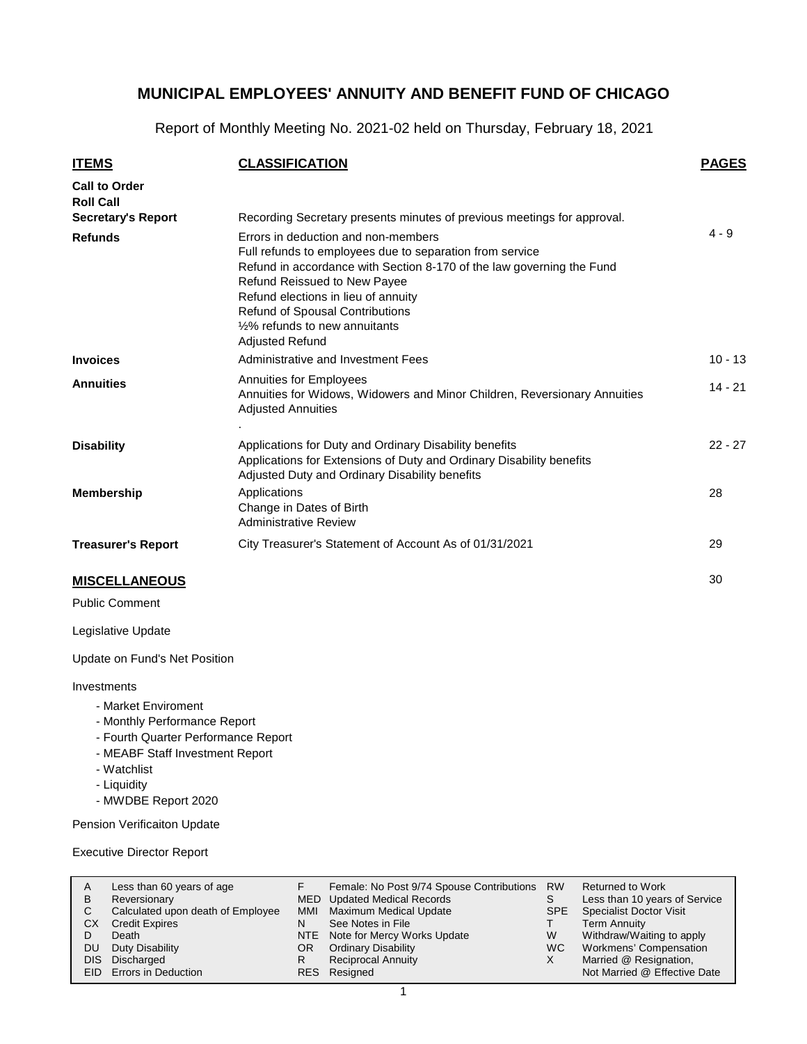# MUNICIPAL EMPLOYEES' ANNUITY AND BENEFIT FUND OF CHICAGO

Report of Monthly Meeting No. 2021-02 held on Thursday, February 18, 2021

| ITEMS | CLASSIFICATION | PAGES |
|---|---|---|
| **Call to Order** | | |
| **Roll Call** | | |
| **Secretary's Report** | Recording Secretary presents minutes of previous meetings for approval. | |
| **Refunds** | Errors in deduction and non-members<br>Full refunds to employees due to separation from service<br>Refund in accordance with Section 8-170 of the law governing the Fund<br>Refund Reissued to New Payee<br>Refund elections in lieu of annuity<br>Refund of Spousal Contributions<br>½% refunds to new annuitants<br>Adjusted Refund | 4 - 9 |
| **Invoices** | Administrative and Investment Fees | 10 - 13 |
| **Annuities** | Annuities for Employees<br>Annuities for Widows, Widowers and Minor Children, Reversionary Annuities<br>Adjusted Annuities<br>. | 14 - 21 |
| **Disability** | Applications for Duty and Ordinary Disability benefits<br>Applications for Extensions of Duty and Ordinary Disability benefits<br>Adjusted Duty and Ordinary Disability benefits | 22 - 27 |
| **Membership** | Applications<br>Change in Dates of Birth<br>Administrative Review | 28 |
| **Treasurer's Report** | City Treasurer's Statement of Account As of 01/31/2021 | 29 |

## MISCELLANEOUS

30

Public Comment

Legislative Update

Update on Fund's Net Position

Investments

- Market Enviroment
- Monthly Performance Report
- Fourth Quarter Performance Report
- MEABF Staff Investment Report
- Watchlist
- Liquidity
- MWDBE Report 2020

Pension Verificaiton Update

Executive Director Report

| | | | | | |
|---|---|---|---|---|---|
| A | Less than 60 years of age | F | Female: No Post 9/74 Spouse Contributions | RW | Returned to Work |
| B | Reversionary | MED | Updated Medical Records | S | Less than 10 years of Service |
| C | Calculated upon death of Employee | MMI | Maximum Medical Update | SPE | Specialist Doctor Visit |
| CX | Credit Expires | N | See Notes in File | T | Term Annuity |
| D | Death | NTE | Note for Mercy Works Update | W | Withdraw/Waiting to apply |
| DU | Duty Disability | OR | Ordinary Disability | WC | Workmens' Compensation |
| DIS | Discharged | R | Reciprocal Annuity | X | Married @ Resignation, |
| EID | Errors in Deduction | RES | Resigned | | Not Married @ Effective Date |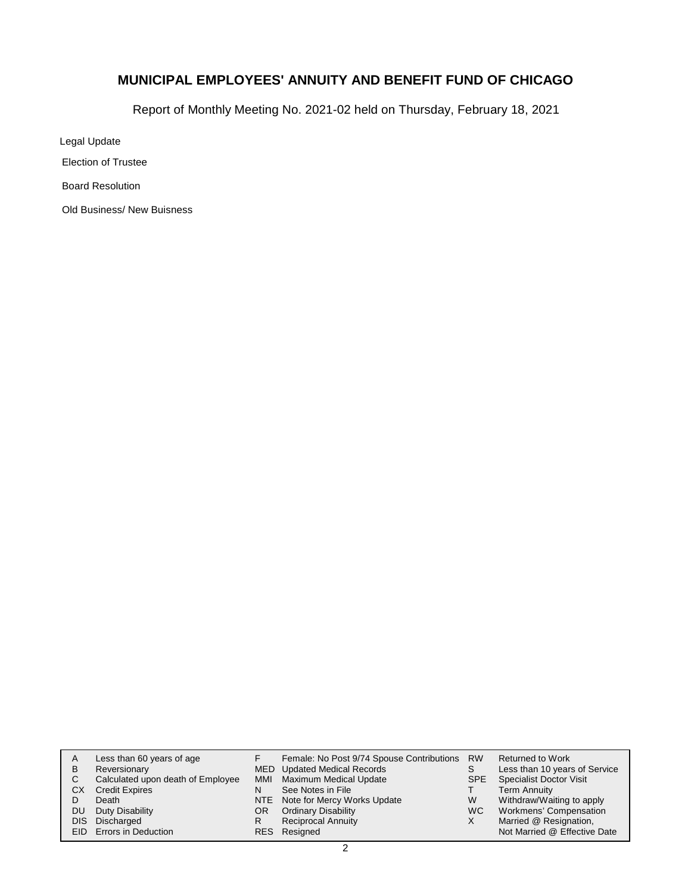# MUNICIPAL EMPLOYEES' ANNUITY AND BENEFIT FUND OF CHICAGO

Report of Monthly Meeting No. 2021-02 held on Thursday, February 18, 2021

Legal Update

Election of Trustee

Board Resolution

Old Business/ New Buisness

| | | | | | | |
|---|---|---|---|---|---|---|
| A | Less than 60 years of age | F | Female: No Post 9/74 Spouse Contributions | RW | Returned to Work |
| B | Reversionary | MED | Updated Medical Records | S | Less than 10 years of Service |
| C | Calculated upon death of Employee | MMI | Maximum Medical Update | SPE | Specialist Doctor Visit |
| CX | Credit Expires | N | See Notes in File | T | Term Annuity |
| D | Death | NTE | Note for Mercy Works Update | W | Withdraw/Waiting to apply |
| DU | Duty Disability | OR | Ordinary Disability | WC | Workmens' Compensation |
| DIS | Discharged | R | Reciprocal Annuity | X | Married @ Resignation, |
| EID | Errors in Deduction | RES | Resigned | | Not Married @ Effective Date |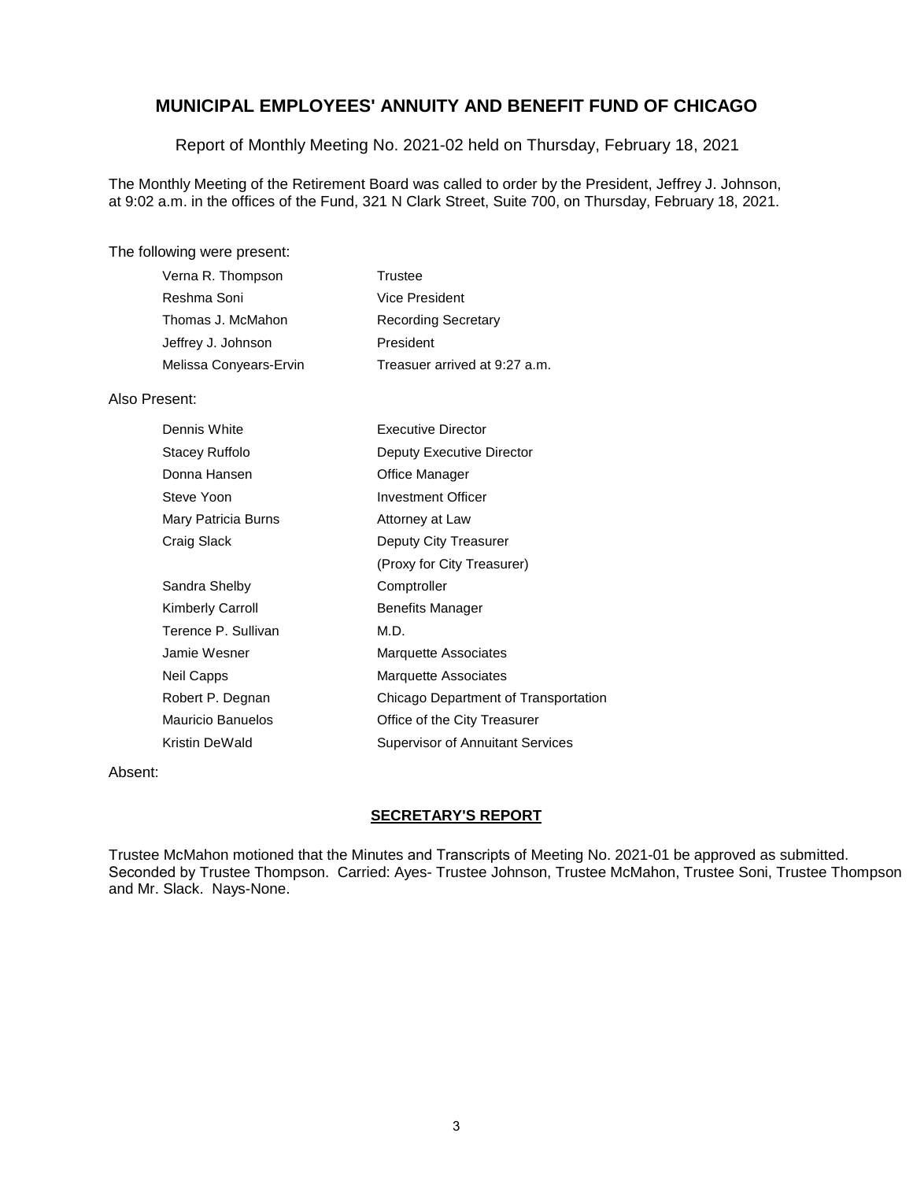# MUNICIPAL EMPLOYEES' ANNUITY AND BENEFIT FUND OF CHICAGO

Report of Monthly Meeting No. 2021-02 held on Thursday, February 18, 2021

The Monthly Meeting of the Retirement Board was called to order by the President, Jeffrey J. Johnson, at 9:02 a.m. in the offices of the Fund, 321 N Clark Street, Suite 700, on Thursday, February 18, 2021.

The following were present:

| | |
|---|---|
| Verna R. Thompson | Trustee |
| Reshma Soni | Vice President |
| Thomas J. McMahon | Recording Secretary |
| Jeffrey J. Johnson | President |
| Melissa Conyears-Ervin | Treasuer arrived at 9:27 a.m. |

Also Present:

| | |
|---|---|
| Dennis White | Executive Director |
| Stacey Ruffolo | Deputy Executive Director |
| Donna Hansen | Office Manager |
| Steve Yoon | Investment Officer |
| Mary Patricia Burns | Attorney at Law |
| Craig Slack | Deputy City Treasurer (Proxy for City Treasurer) |
| Sandra Shelby | Comptroller |
| Kimberly Carroll | Benefits Manager |
| Terence P. Sullivan | M.D. |
| Jamie Wesner | Marquette Associates |
| Neil Capps | Marquette Associates |
| Robert P. Degnan | Chicago Department of Transportation |
| Mauricio Banuelos | Office of the City Treasurer |
| Kristin DeWald | Supervisor of Annuitant Services |

Absent:

## SECRETARY'S REPORT

Trustee McMahon motioned that the Minutes and Transcripts of Meeting No. 2021-01 be approved as submitted. Seconded by Trustee Thompson. Carried: Ayes- Trustee Johnson, Trustee McMahon, Trustee Soni, Trustee Thompson and Mr. Slack. Nays-None.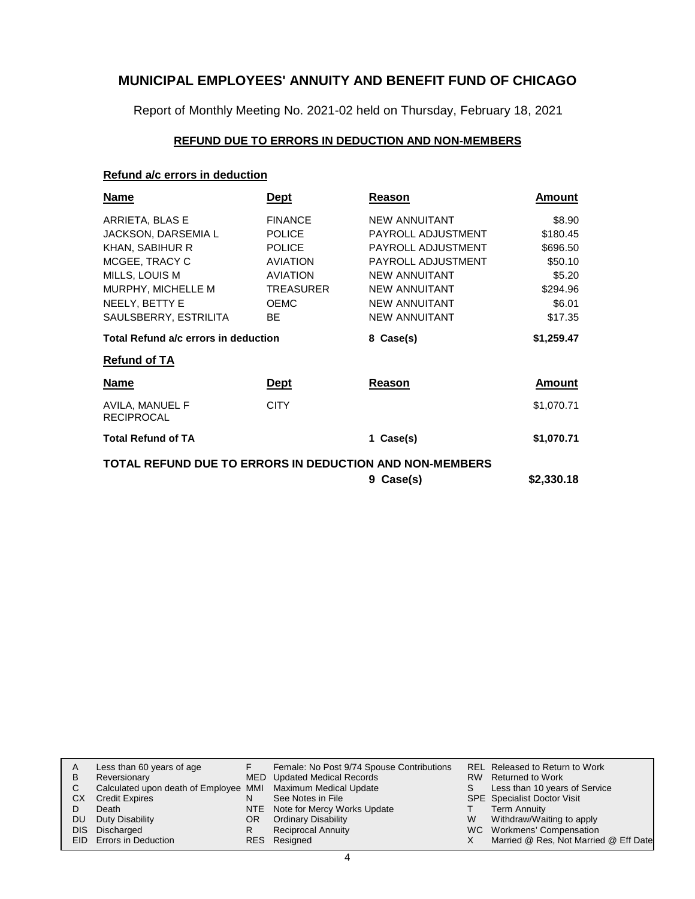# MUNICIPAL EMPLOYEES' ANNUITY AND BENEFIT FUND OF CHICAGO

Report of Monthly Meeting No. 2021-02 held on Thursday, February 18, 2021

## REFUND DUE TO ERRORS IN DEDUCTION AND NON-MEMBERS

### Refund a/c errors in deduction

| Name | Dept | Reason | Amount |
|---|---|---|---|
| ARRIETA, BLAS E | FINANCE | NEW ANNUITANT | $8.90 |
| JACKSON, DARSEMIA L | POLICE | PAYROLL ADJUSTMENT | $180.45 |
| KHAN, SABIHUR R | POLICE | PAYROLL ADJUSTMENT | $696.50 |
| MCGEE, TRACY C | AVIATION | PAYROLL ADJUSTMENT | $50.10 |
| MILLS, LOUIS M | AVIATION | NEW ANNUITANT | $5.20 |
| MURPHY, MICHELLE M | TREASURER | NEW ANNUITANT | $294.96 |
| NEELY, BETTY E | OEMC | NEW ANNUITANT | $6.01 |
| SAULSBERRY, ESTRILITA | BE | NEW ANNUITANT | $17.35 |
| **Total Refund a/c errors in deduction** | | **8 Case(s)** | **$1,259.47** |

### Refund of TA

| Name | Dept | Reason | Amount |
|---|---|---|---|
| AVILA, MANUEL F RECIPROCAL | CITY | | $1,070.71 |
| **Total Refund of TA** | | **1 Case(s)** | **$1,070.71** |

**TOTAL REFUND DUE TO ERRORS IN DEDUCTION AND NON-MEMBERS** — **9 Case(s)** — **$2,330.18**

| | | | | | |
|---|---|---|---|---|---|
| A | Less than 60 years of age | F | Female: No Post 9/74 Spouse Contributions | REL | Released to Return to Work |
| B | Reversionary | MED | Updated Medical Records | RW | Returned to Work |
| C | Calculated upon death of Employee | MMI | Maximum Medical Update | S | Less than 10 years of Service |
| CX | Credit Expires | N | See Notes in File | SPE | Specialist Doctor Visit |
| D | Death | NTE | Note for Mercy Works Update | T | Term Annuity |
| DU | Duty Disability | OR | Ordinary Disability | W | Withdraw/Waiting to apply |
| DIS | Discharged | R | Reciprocal Annuity | WC | Workmens' Compensation |
| EID | Errors in Deduction | RES | Resigned | X | Married @ Res, Not Married @ Eff Date |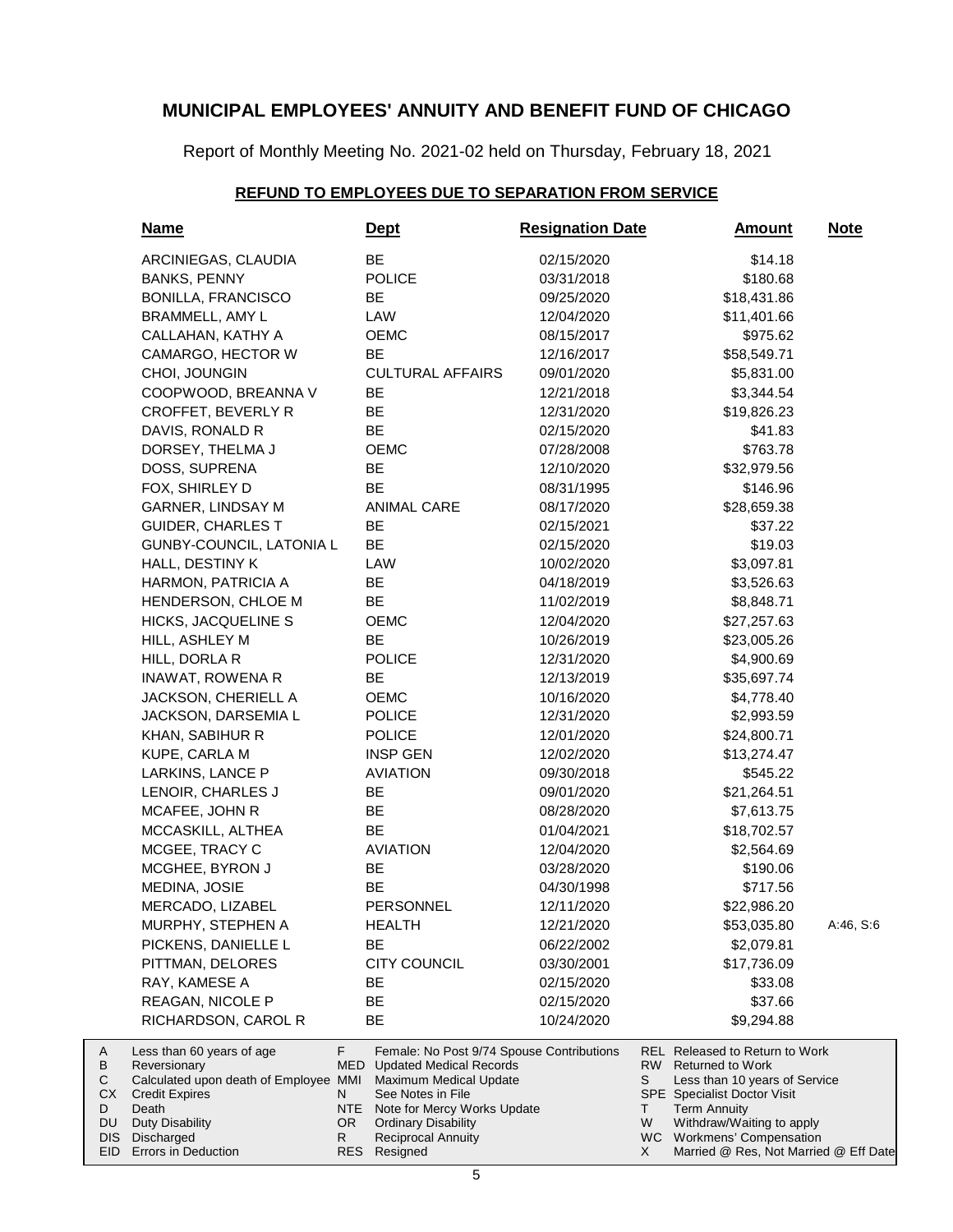# MUNICIPAL EMPLOYEES' ANNUITY AND BENEFIT FUND OF CHICAGO

Report of Monthly Meeting No. 2021-02 held on Thursday, February 18, 2021

## REFUND TO EMPLOYEES DUE TO SEPARATION FROM SERVICE

| Name | Dept | Resignation Date | Amount | Note |
|---|---|---|---|---|
| ARCINIEGAS, CLAUDIA | BE | 02/15/2020 | $14.18 | |
| BANKS, PENNY | POLICE | 03/31/2018 | $180.68 | |
| BONILLA, FRANCISCO | BE | 09/25/2020 | $18,431.86 | |
| BRAMMELL, AMY L | LAW | 12/04/2020 | $11,401.66 | |
| CALLAHAN, KATHY A | OEMC | 08/15/2017 | $975.62 | |
| CAMARGO, HECTOR W | BE | 12/16/2017 | $58,549.71 | |
| CHOI, JOUNGIN | CULTURAL AFFAIRS | 09/01/2020 | $5,831.00 | |
| COOPWOOD, BREANNA V | BE | 12/21/2018 | $3,344.54 | |
| CROFFET, BEVERLY R | BE | 12/31/2020 | $19,826.23 | |
| DAVIS, RONALD R | BE | 02/15/2020 | $41.83 | |
| DORSEY, THELMA J | OEMC | 07/28/2008 | $763.78 | |
| DOSS, SUPRENA | BE | 12/10/2020 | $32,979.56 | |
| FOX, SHIRLEY D | BE | 08/31/1995 | $146.96 | |
| GARNER, LINDSAY M | ANIMAL CARE | 08/17/2020 | $28,659.38 | |
| GUIDER, CHARLES T | BE | 02/15/2021 | $37.22 | |
| GUNBY-COUNCIL, LATONIA L | BE | 02/15/2020 | $19.03 | |
| HALL, DESTINY K | LAW | 10/02/2020 | $3,097.81 | |
| HARMON, PATRICIA A | BE | 04/18/2019 | $3,526.63 | |
| HENDERSON, CHLOE M | BE | 11/02/2019 | $8,848.71 | |
| HICKS, JACQUELINE S | OEMC | 12/04/2020 | $27,257.63 | |
| HILL, ASHLEY M | BE | 10/26/2019 | $23,005.26 | |
| HILL, DORLA R | POLICE | 12/31/2020 | $4,900.69 | |
| INAWAT, ROWENA R | BE | 12/13/2019 | $35,697.74 | |
| JACKSON, CHERIELL A | OEMC | 10/16/2020 | $4,778.40 | |
| JACKSON, DARSEMIA L | POLICE | 12/31/2020 | $2,993.59 | |
| KHAN, SABIHUR R | POLICE | 12/01/2020 | $24,800.71 | |
| KUPE, CARLA M | INSP GEN | 12/02/2020 | $13,274.47 | |
| LARKINS, LANCE P | AVIATION | 09/30/2018 | $545.22 | |
| LENOIR, CHARLES J | BE | 09/01/2020 | $21,264.51 | |
| MCAFEE, JOHN R | BE | 08/28/2020 | $7,613.75 | |
| MCCASKILL, ALTHEA | BE | 01/04/2021 | $18,702.57 | |
| MCGEE, TRACY C | AVIATION | 12/04/2020 | $2,564.69 | |
| MCGHEE, BYRON J | BE | 03/28/2020 | $190.06 | |
| MEDINA, JOSIE | BE | 04/30/1998 | $717.56 | |
| MERCADO, LIZABEL | PERSONNEL | 12/11/2020 | $22,986.20 | |
| MURPHY, STEPHEN A | HEALTH | 12/21/2020 | $53,035.80 | A:46, S:6 |
| PICKENS, DANIELLE L | BE | 06/22/2002 | $2,079.81 | |
| PITTMAN, DELORES | CITY COUNCIL | 03/30/2001 | $17,736.09 | |
| RAY, KAMESE A | BE | 02/15/2020 | $33.08 | |
| REAGAN, NICOLE P | BE | 02/15/2020 | $37.66 | |
| RICHARDSON, CAROL R | BE | 10/24/2020 | $9,294.88 | |

| | | | | | |
|---|---|---|---|---|---|
| A | Less than 60 years of age | F | Female: No Post 9/74 Spouse Contributions | REL | Released to Return to Work |
| B | Reversionary | MED | Updated Medical Records | RW | Returned to Work |
| C | Calculated upon death of Employee | MMI | Maximum Medical Update | S | Less than 10 years of Service |
| CX | Credit Expires | N | See Notes in File | SPE | Specialist Doctor Visit |
| D | Death | NTE | Note for Mercy Works Update | T | Term Annuity |
| DU | Duty Disability | OR | Ordinary Disability | W | Withdraw/Waiting to apply |
| DIS | Discharged | R | Reciprocal Annuity | WC | Workmens' Compensation |
| EID | Errors in Deduction | RES | Resigned | X | Married @ Res, Not Married @ Eff Date |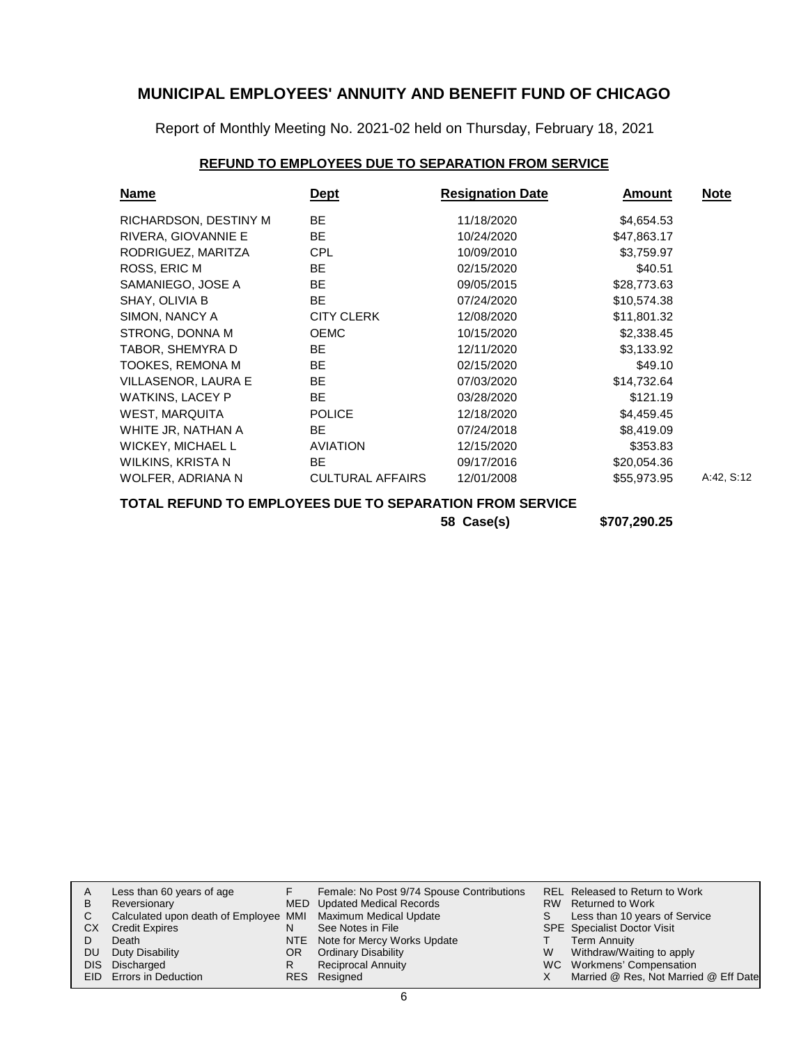# MUNICIPAL EMPLOYEES' ANNUITY AND BENEFIT FUND OF CHICAGO

Report of Monthly Meeting No. 2021-02 held on Thursday, February 18, 2021

## REFUND TO EMPLOYEES DUE TO SEPARATION FROM SERVICE

| Name | Dept | Resignation Date | Amount | Note |
|---|---|---|---|---|
| RICHARDSON, DESTINY M | BE | 11/18/2020 | $4,654.53 | |
| RIVERA, GIOVANNIE E | BE | 10/24/2020 | $47,863.17 | |
| RODRIGUEZ, MARITZA | CPL | 10/09/2010 | $3,759.97 | |
| ROSS, ERIC M | BE | 02/15/2020 | $40.51 | |
| SAMANIEGO, JOSE A | BE | 09/05/2015 | $28,773.63 | |
| SHAY, OLIVIA B | BE | 07/24/2020 | $10,574.38 | |
| SIMON, NANCY A | CITY CLERK | 12/08/2020 | $11,801.32 | |
| STRONG, DONNA M | OEMC | 10/15/2020 | $2,338.45 | |
| TABOR, SHEMYRA D | BE | 12/11/2020 | $3,133.92 | |
| TOOKES, REMONA M | BE | 02/15/2020 | $49.10 | |
| VILLASENOR, LAURA E | BE | 07/03/2020 | $14,732.64 | |
| WATKINS, LACEY P | BE | 03/28/2020 | $121.19 | |
| WEST, MARQUITA | POLICE | 12/18/2020 | $4,459.45 | |
| WHITE JR, NATHAN A | BE | 07/24/2018 | $8,419.09 | |
| WICKEY, MICHAEL L | AVIATION | 12/15/2020 | $353.83 | |
| WILKINS, KRISTA N | BE | 09/17/2016 | $20,054.36 | |
| WOLFER, ADRIANA N | CULTURAL AFFAIRS | 12/01/2008 | $55,973.95 | A:42, S:12 |

**TOTAL REFUND TO EMPLOYEES DUE TO SEPARATION FROM SERVICE**

**58 Case(s) $707,290.25**

| | | | | | |
|---|---|---|---|---|---|
| A | Less than 60 years of age | F | Female: No Post 9/74 Spouse Contributions | REL | Released to Return to Work |
| B | Reversionary | MED | Updated Medical Records | RW | Returned to Work |
| C | Calculated upon death of Employee | MMI | Maximum Medical Update | S | Less than 10 years of Service |
| CX | Credit Expires | N | See Notes in File | SPE | Specialist Doctor Visit |
| D | Death | NTE | Note for Mercy Works Update | T | Term Annuity |
| DU | Duty Disability | OR | Ordinary Disability | W | Withdraw/Waiting to apply |
| DIS | Discharged | R | Reciprocal Annuity | WC | Workmens' Compensation |
| EID | Errors in Deduction | RES | Resigned | X | Married @ Res, Not Married @ Eff Date |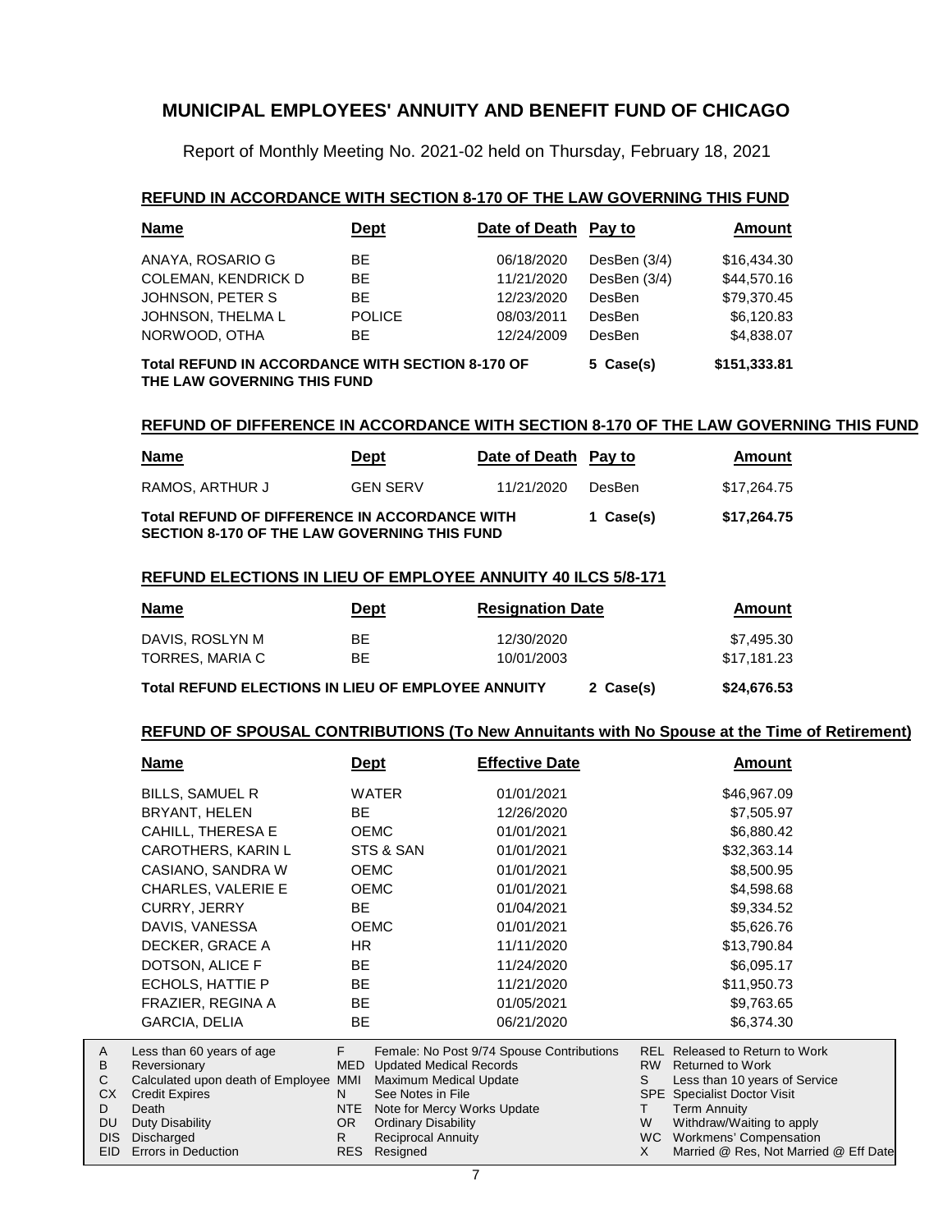# MUNICIPAL EMPLOYEES' ANNUITY AND BENEFIT FUND OF CHICAGO

Report of Monthly Meeting No. 2021-02 held on Thursday, February 18, 2021

## REFUND IN ACCORDANCE WITH SECTION 8-170 OF THE LAW GOVERNING THIS FUND

| Name | Dept | Date of Death | Pay to | Amount |
|---|---|---|---|---|
| ANAYA, ROSARIO G | BE | 06/18/2020 | DesBen (3/4) | $16,434.30 |
| COLEMAN, KENDRICK D | BE | 11/21/2020 | DesBen (3/4) | $44,570.16 |
| JOHNSON, PETER S | BE | 12/23/2020 | DesBen | $79,370.45 |
| JOHNSON, THELMA L | POLICE | 08/03/2011 | DesBen | $6,120.83 |
| NORWOOD, OTHA | BE | 12/24/2009 | DesBen | $4,838.07 |
| **Total REFUND IN ACCORDANCE WITH SECTION 8-170 OF THE LAW GOVERNING THIS FUND** | | | **5 Case(s)** | **$151,333.81** |

## REFUND OF DIFFERENCE IN ACCORDANCE WITH SECTION 8-170 OF THE LAW GOVERNING THIS FUND

| Name | Dept | Date of Death | Pay to | Amount |
|---|---|---|---|---|
| RAMOS, ARTHUR J | GEN SERV | 11/21/2020 | DesBen | $17,264.75 |
| **Total REFUND OF DIFFERENCE IN ACCORDANCE WITH SECTION 8-170 OF THE LAW GOVERNING THIS FUND** | | | **1 Case(s)** | **$17,264.75** |

## REFUND ELECTIONS IN LIEU OF EMPLOYEE ANNUITY 40 ILCS 5/8-171

| Name | Dept | Resignation Date | | Amount |
|---|---|---|---|---|
| DAVIS, ROSLYN M | BE | 12/30/2020 | | $7,495.30 |
| TORRES, MARIA C | BE | 10/01/2003 | | $17,181.23 |
| **Total REFUND ELECTIONS IN LIEU OF EMPLOYEE ANNUITY** | | | **2 Case(s)** | **$24,676.53** |

## REFUND OF SPOUSAL CONTRIBUTIONS (To New Annuitants with No Spouse at the Time of Retirement)

| Name | Dept | Effective Date | Amount |
|---|---|---|---|
| BILLS, SAMUEL R | WATER | 01/01/2021 | $46,967.09 |
| BRYANT, HELEN | BE | 12/26/2020 | $7,505.97 |
| CAHILL, THERESA E | OEMC | 01/01/2021 | $6,880.42 |
| CAROTHERS, KARIN L | STS & SAN | 01/01/2021 | $32,363.14 |
| CASIANO, SANDRA W | OEMC | 01/01/2021 | $8,500.95 |
| CHARLES, VALERIE E | OEMC | 01/01/2021 | $4,598.68 |
| CURRY, JERRY | BE | 01/04/2021 | $9,334.52 |
| DAVIS, VANESSA | OEMC | 01/01/2021 | $5,626.76 |
| DECKER, GRACE A | HR | 11/11/2020 | $13,790.84 |
| DOTSON, ALICE F | BE | 11/24/2020 | $6,095.17 |
| ECHOLS, HATTIE P | BE | 11/21/2020 | $11,950.73 |
| FRAZIER, REGINA A | BE | 01/05/2021 | $9,763.65 |
| GARCIA, DELIA | BE | 06/21/2020 | $6,374.30 |

| Code | Description | Code | Description | Code | Description |
|---|---|---|---|---|---|
| A | Less than 60 years of age | F | Female: No Post 9/74 Spouse Contributions | REL | Released to Return to Work |
| B | Reversionary | MED | Updated Medical Records | RW | Returned to Work |
| C | Calculated upon death of Employee | MMI | Maximum Medical Update | S | Less than 10 years of Service |
| CX | Credit Expires | N | See Notes in File | SPE | Specialist Doctor Visit |
| D | Death | NTE | Note for Mercy Works Update | T | Term Annuity |
| DU | Duty Disability | OR | Ordinary Disability | W | Withdraw/Waiting to apply |
| DIS | Discharged | R | Reciprocal Annuity | WC | Workmens' Compensation |
| EID | Errors in Deduction | RES | Resigned | X | Married @ Res, Not Married @ Eff Date |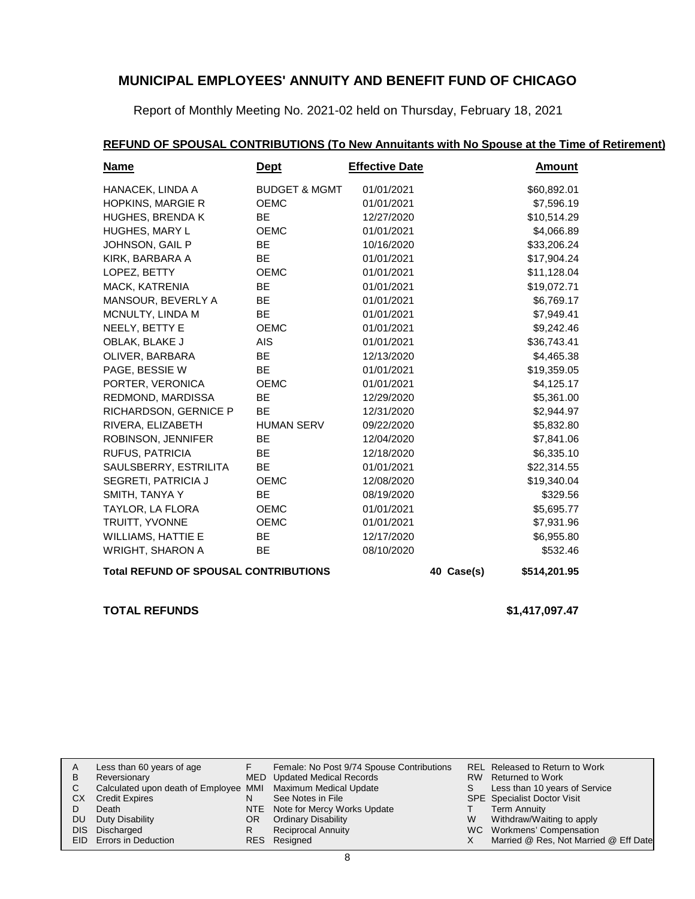# MUNICIPAL EMPLOYEES' ANNUITY AND BENEFIT FUND OF CHICAGO

Report of Monthly Meeting No. 2021-02 held on Thursday, February 18, 2021

## REFUND OF SPOUSAL CONTRIBUTIONS (To New Annuitants with No Spouse at the Time of Retirement)

| Name | Dept | Effective Date | | Amount |
|---|---|---|---|---|
| HANACEK, LINDA A | BUDGET & MGMT | 01/01/2021 | | $60,892.01 |
| HOPKINS, MARGIE R | OEMC | 01/01/2021 | | $7,596.19 |
| HUGHES, BRENDA K | BE | 12/27/2020 | | $10,514.29 |
| HUGHES, MARY L | OEMC | 01/01/2021 | | $4,066.89 |
| JOHNSON, GAIL P | BE | 10/16/2020 | | $33,206.24 |
| KIRK, BARBARA A | BE | 01/01/2021 | | $17,904.24 |
| LOPEZ, BETTY | OEMC | 01/01/2021 | | $11,128.04 |
| MACK, KATRENIA | BE | 01/01/2021 | | $19,072.71 |
| MANSOUR, BEVERLY A | BE | 01/01/2021 | | $6,769.17 |
| MCNULTY, LINDA M | BE | 01/01/2021 | | $7,949.41 |
| NEELY, BETTY E | OEMC | 01/01/2021 | | $9,242.46 |
| OBLAK, BLAKE J | AIS | 01/01/2021 | | $36,743.41 |
| OLIVER, BARBARA | BE | 12/13/2020 | | $4,465.38 |
| PAGE, BESSIE W | BE | 01/01/2021 | | $19,359.05 |
| PORTER, VERONICA | OEMC | 01/01/2021 | | $4,125.17 |
| REDMOND, MARDISSA | BE | 12/29/2020 | | $5,361.00 |
| RICHARDSON, GERNICE P | BE | 12/31/2020 | | $2,944.97 |
| RIVERA, ELIZABETH | HUMAN SERV | 09/22/2020 | | $5,832.80 |
| ROBINSON, JENNIFER | BE | 12/04/2020 | | $7,841.06 |
| RUFUS, PATRICIA | BE | 12/18/2020 | | $6,335.10 |
| SAULSBERRY, ESTRILITA | BE | 01/01/2021 | | $22,314.55 |
| SEGRETI, PATRICIA J | OEMC | 12/08/2020 | | $19,340.04 |
| SMITH, TANYA Y | BE | 08/19/2020 | | $329.56 |
| TAYLOR, LA FLORA | OEMC | 01/01/2021 | | $5,695.77 |
| TRUITT, YVONNE | OEMC | 01/01/2021 | | $7,931.96 |
| WILLIAMS, HATTIE E | BE | 12/17/2020 | | $6,955.80 |
| WRIGHT, SHARON A | BE | 08/10/2020 | | $532.46 |
| **Total REFUND OF SPOUSAL CONTRIBUTIONS** | | | **40 Case(s)** | **$514,201.95** |

**TOTAL REFUNDS** **$1,417,097.47**

| | | | | | |
|---|---|---|---|---|---|
| A | Less than 60 years of age | F | Female: No Post 9/74 Spouse Contributions | REL | Released to Return to Work |
| B | Reversionary | MED | Updated Medical Records | RW | Returned to Work |
| C | Calculated upon death of Employee | MMI | Maximum Medical Update | S | Less than 10 years of Service |
| CX | Credit Expires | N | See Notes in File | SPE | Specialist Doctor Visit |
| D | Death | NTE | Note for Mercy Works Update | T | Term Annuity |
| DU | Duty Disability | OR | Ordinary Disability | W | Withdraw/Waiting to apply |
| DIS | Discharged | R | Reciprocal Annuity | WC | Workmens' Compensation |
| EID | Errors in Deduction | RES | Resigned | X | Married @ Res, Not Married @ Eff Date |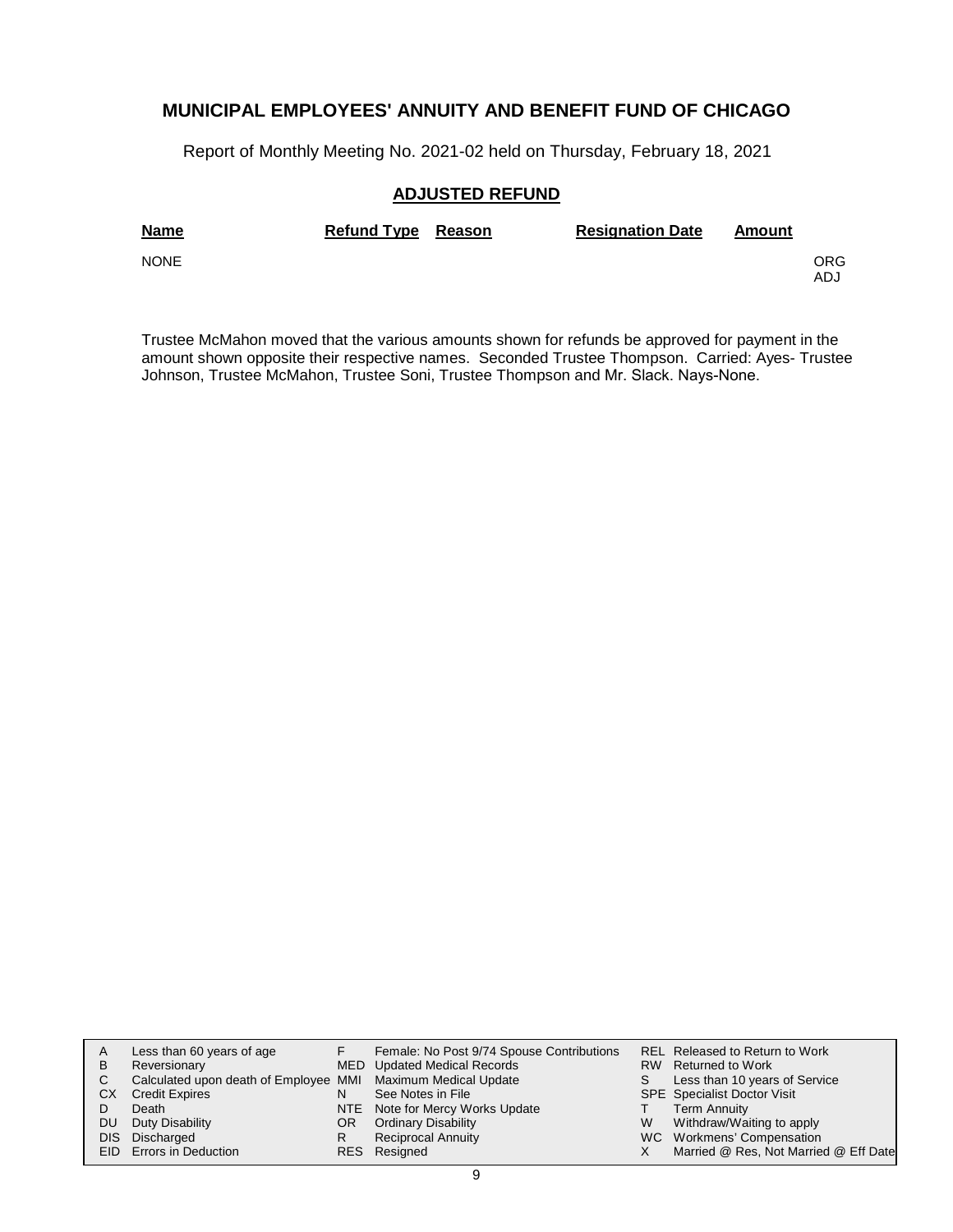# MUNICIPAL EMPLOYEES' ANNUITY AND BENEFIT FUND OF CHICAGO

Report of Monthly Meeting No. 2021-02 held on Thursday, February 18, 2021

## ADJUSTED REFUND

| Name | Refund Type | Reason | Resignation Date | Amount | |
|---|---|---|---|---|---|
| NONE | | | | | ORG ADJ |

Trustee McMahon moved that the various amounts shown for refunds be approved for payment in the amount shown opposite their respective names. Seconded Trustee Thompson. Carried: Ayes- Trustee Johnson, Trustee McMahon, Trustee Soni, Trustee Thompson and Mr. Slack. Nays-None.

| | | | | | |
|---|---|---|---|---|---|
| A | Less than 60 years of age | F | Female: No Post 9/74 Spouse Contributions | REL | Released to Return to Work |
| B | Reversionary | MED | Updated Medical Records | RW | Returned to Work |
| C | Calculated upon death of Employee | MMI | Maximum Medical Update | S | Less than 10 years of Service |
| CX | Credit Expires | N | See Notes in File | SPE | Specialist Doctor Visit |
| D | Death | NTE | Note for Mercy Works Update | T | Term Annuity |
| DU | Duty Disability | OR | Ordinary Disability | W | Withdraw/Waiting to apply |
| DIS | Discharged | R | Reciprocal Annuity | WC | Workmens' Compensation |
| EID | Errors in Deduction | RES | Resigned | X | Married @ Res, Not Married @ Eff Date |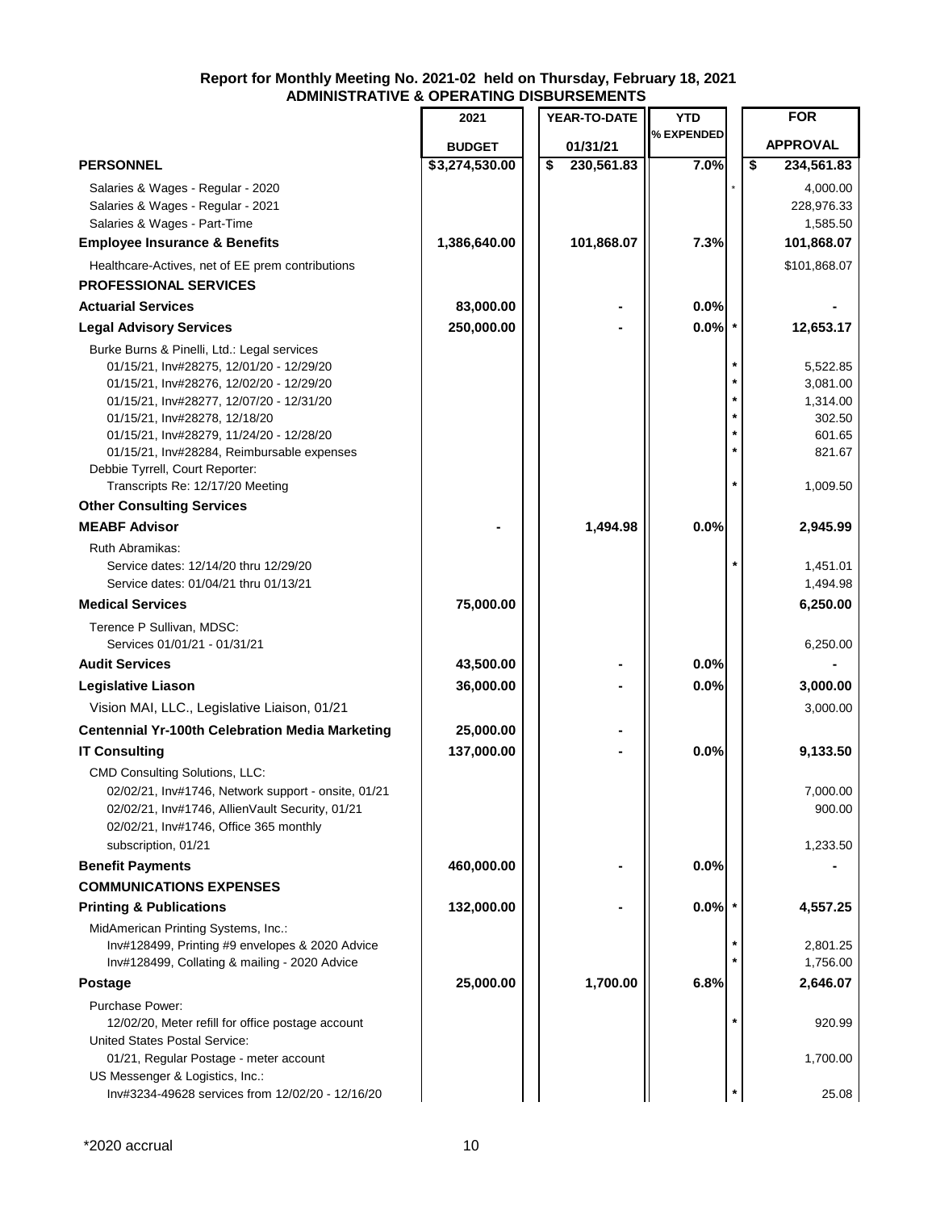**Report for Monthly Meeting No. 2021-02 held on Thursday, February 18, 2021**
**ADMINISTRATIVE & OPERATING DISBURSEMENTS**

| | 2021 BUDGET | YEAR-TO-DATE 01/31/21 | YTD % EXPENDED | | FOR APPROVAL |
|---|---|---|---|---|---|
| **PERSONNEL** | **$3,274,530.00** | **$ 230,561.83** | **7.0%** | | **$ 234,561.83** |
| Salaries & Wages - Regular - 2020 | | | | * | 4,000.00 |
| Salaries & Wages - Regular - 2021 | | | | | 228,976.33 |
| Salaries & Wages - Part-Time | | | | | 1,585.50 |
| **Employee Insurance & Benefits** | **1,386,640.00** | **101,868.07** | **7.3%** | | **101,868.07** |
| Healthcare-Actives, net of EE prem contributions | | | | | $101,868.07 |
| **PROFESSIONAL SERVICES** | | | | | |
| **Actuarial Services** | **83,000.00** | **-** | **0.0%** | | **-** |
| **Legal Advisory Services** | **250,000.00** | **-** | **0.0%** | * | **12,653.17** |
| Burke Burns & Pinelli, Ltd.: Legal services | | | | | |
| 01/15/21, Inv#28275, 12/01/20 - 12/29/20 | | | | * | 5,522.85 |
| 01/15/21, Inv#28276, 12/02/20 - 12/29/20 | | | | * | 3,081.00 |
| 01/15/21, Inv#28277, 12/07/20 - 12/31/20 | | | | * | 1,314.00 |
| 01/15/21, Inv#28278, 12/18/20 | | | | * | 302.50 |
| 01/15/21, Inv#28279, 11/24/20 - 12/28/20 | | | | * | 601.65 |
| 01/15/21, Inv#28284, Reimbursable expenses | | | | * | 821.67 |
| Debbie Tyrrell, Court Reporter: | | | | | |
| Transcripts Re: 12/17/20 Meeting | | | | * | 1,009.50 |
| **Other Consulting Services** | | | | | |
| **MEABF Advisor** | **-** | **1,494.98** | **0.0%** | | **2,945.99** |
| Ruth Abramikas: | | | | | |
| Service dates: 12/14/20 thru 12/29/20 | | | | * | 1,451.01 |
| Service dates: 01/04/21 thru 01/13/21 | | | | | 1,494.98 |
| **Medical Services** | **75,000.00** | | | | **6,250.00** |
| Terence P Sullivan, MDSC: | | | | | |
| Services 01/01/21 - 01/31/21 | | | | | 6,250.00 |
| **Audit Services** | **43,500.00** | **-** | **0.0%** | | **-** |
| **Legislative Liason** | **36,000.00** | **-** | **0.0%** | | **3,000.00** |
| Vision MAI, LLC., Legislative Liaison, 01/21 | | | | | 3,000.00 |
| **Centennial Yr-100th Celebration Media Marketing** | **25,000.00** | **-** | | | |
| **IT Consulting** | **137,000.00** | **-** | **0.0%** | | **9,133.50** |
| CMD Consulting Solutions, LLC: | | | | | |
| 02/02/21, Inv#1746, Network support - onsite, 01/21 | | | | | 7,000.00 |
| 02/02/21, Inv#1746, AllienVault Security, 01/21 | | | | | 900.00 |
| 02/02/21, Inv#1746, Office 365 monthly subscription, 01/21 | | | | | 1,233.50 |
| **Benefit Payments** | **460,000.00** | **-** | **0.0%** | | **-** |
| **COMMUNICATIONS EXPENSES** | | | | | |
| **Printing & Publications** | **132,000.00** | **-** | **0.0%** | * | **4,557.25** |
| MidAmerican Printing Systems, Inc.: | | | | | |
| Inv#128499, Printing #9 envelopes & 2020 Advice | | | | * | 2,801.25 |
| Inv#128499, Collating & mailing - 2020 Advice | | | | * | 1,756.00 |
| **Postage** | **25,000.00** | **1,700.00** | **6.8%** | | **2,646.07** |
| Purchase Power: | | | | | |
| 12/02/20, Meter refill for office postage account | | | | * | 920.99 |
| United States Postal Service: | | | | | |
| 01/21, Regular Postage - meter account | | | | | 1,700.00 |
| US Messenger & Logistics, Inc.: | | | | | |
| Inv#3234-49628 services from 12/02/20 - 12/16/20 | | | | * | 25.08 |

*2020 accrual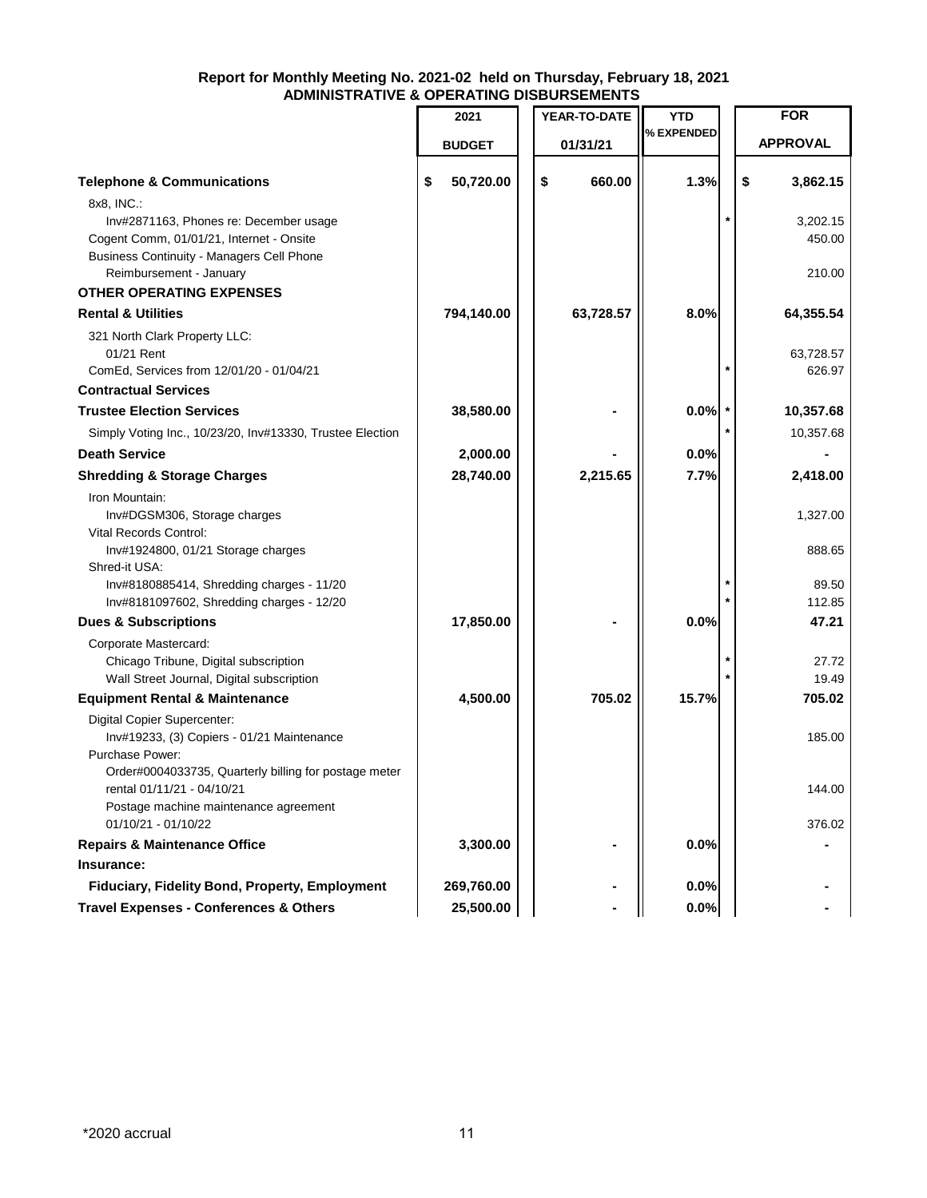## Report for Monthly Meeting No. 2021-02 held on Thursday, February 18, 2021
## ADMINISTRATIVE & OPERATING DISBURSEMENTS

| | 2021 BUDGET | YEAR-TO-DATE 01/31/21 | YTD % EXPENDED | | FOR APPROVAL |
|---|---|---|---|---|---|
| **Telephone & Communications** | **$ 50,720.00** | **$ 660.00** | **1.3%** | | **$ 3,862.15** |
| 8x8, INC.: | | | | | |
| Inv#2871163, Phones re: December usage | | | | * | 3,202.15 |
| Cogent Comm, 01/01/21, Internet - Onsite | | | | | 450.00 |
| Business Continuity - Managers Cell Phone Reimbursement - January | | | | | 210.00 |
| **OTHER OPERATING EXPENSES** | | | | | |
| **Rental & Utilities** | **794,140.00** | **63,728.57** | **8.0%** | | **64,355.54** |
| 321 North Clark Property LLC: | | | | | |
| 01/21 Rent | | | | | 63,728.57 |
| ComEd, Services from 12/01/20 - 01/04/21 | | | | * | 626.97 |
| **Contractual Services** | | | | | |
| **Trustee Election Services** | **38,580.00** | **-** | **0.0%** | * | **10,357.68** |
| Simply Voting Inc., 10/23/20, Inv#13330, Trustee Election | | | | * | 10,357.68 |
| **Death Service** | **2,000.00** | **-** | **0.0%** | | **-** |
| **Shredding & Storage Charges** | **28,740.00** | **2,215.65** | **7.7%** | | **2,418.00** |
| Iron Mountain: | | | | | |
| Inv#DGSM306, Storage charges | | | | | 1,327.00 |
| Vital Records Control: | | | | | |
| Inv#1924800, 01/21 Storage charges | | | | | 888.65 |
| Shred-it USA: | | | | | |
| Inv#8180885414, Shredding charges - 11/20 | | | | * | 89.50 |
| Inv#8181097602, Shredding charges - 12/20 | | | | * | 112.85 |
| **Dues & Subscriptions** | **17,850.00** | **-** | **0.0%** | | **47.21** |
| Corporate Mastercard: | | | | | |
| Chicago Tribune, Digital subscription | | | | * | 27.72 |
| Wall Street Journal, Digital subscription | | | | * | 19.49 |
| **Equipment Rental & Maintenance** | **4,500.00** | **705.02** | **15.7%** | | **705.02** |
| Digital Copier Supercenter: | | | | | |
| Inv#19233, (3) Copiers - 01/21 Maintenance | | | | | 185.00 |
| Purchase Power: | | | | | |
| Order#0004033735, Quarterly billing for postage meter rental 01/11/21 - 04/10/21 | | | | | 144.00 |
| Postage machine maintenance agreement 01/10/21 - 01/10/22 | | | | | 376.02 |
| **Repairs & Maintenance Office** | **3,300.00** | **-** | **0.0%** | | **-** |
| **Insurance:** | | | | | |
| **Fiduciary, Fidelity Bond, Property, Employment** | **269,760.00** | **-** | **0.0%** | | **-** |
| **Travel Expenses - Conferences & Others** | **25,500.00** | **-** | **0.0%** | | **-** |

*2020 accrual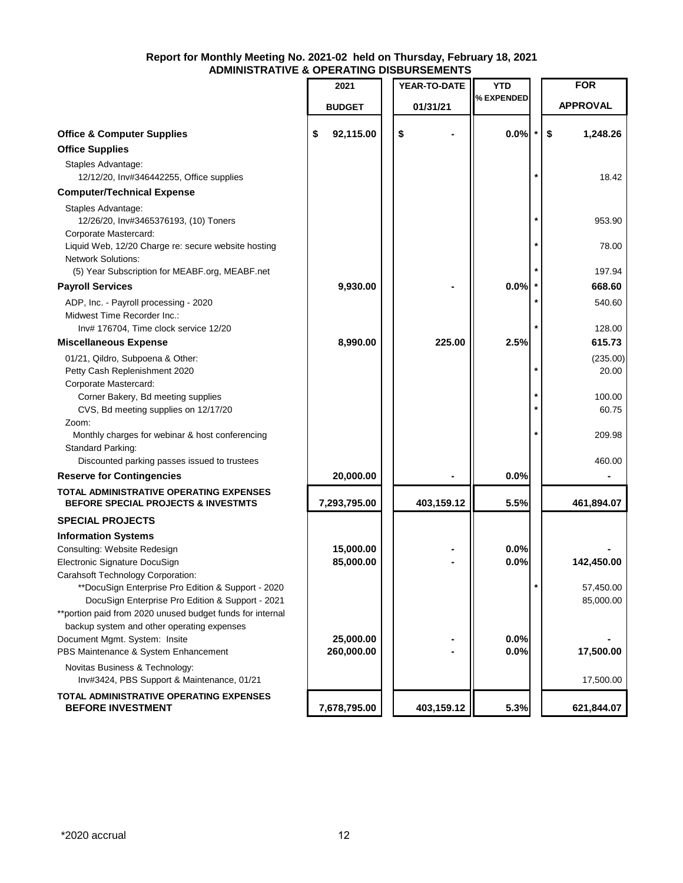**Report for Monthly Meeting No. 2021-02 held on Thursday, February 18, 2021**
**ADMINISTRATIVE & OPERATING DISBURSEMENTS**

| | 2021 BUDGET | YEAR-TO-DATE 01/31/21 | YTD % EXPENDED | | FOR APPROVAL |
|---|---|---|---|---|---|
| **Office & Computer Supplies** | **$ 92,115.00** | **$ -** | **0.0%** | * | **$ 1,248.26** |
| **Office Supplies** | | | | | |
| Staples Advantage: | | | | | |
| 12/12/20, Inv#346442255, Office supplies | | | | * | 18.42 |
| **Computer/Technical Expense** | | | | | |
| Staples Advantage: | | | | | |
| 12/26/20, Inv#3465376193, (10) Toners | | | | * | 953.90 |
| Corporate Mastercard: | | | | | |
| Liquid Web, 12/20 Charge re: secure website hosting | | | | * | 78.00 |
| Network Solutions: | | | | | |
| (5) Year Subscription for MEABF.org, MEABF.net | | | | * | 197.94 |
| **Payroll Services** | **9,930.00** | **-** | **0.0%** | * | **668.60** |
| ADP, Inc. - Payroll processing - 2020 | | | | * | 540.60 |
| Midwest Time Recorder Inc.: | | | | | |
| Inv# 176704, Time clock service 12/20 | | | | * | 128.00 |
| **Miscellaneous Expense** | **8,990.00** | **225.00** | **2.5%** | | **615.73** |
| 01/21, Qildro, Subpoena & Other: | | | | | (235.00) |
| Petty Cash Replenishment 2020 | | | | * | 20.00 |
| Corporate Mastercard: | | | | | |
| Corner Bakery, Bd meeting supplies | | | | * | 100.00 |
| CVS, Bd meeting supplies on 12/17/20 | | | | * | 60.75 |
| Zoom: | | | | | |
| Monthly charges for webinar & host conferencing | | | | * | 209.98 |
| Standard Parking: | | | | | |
| Discounted parking passes issued to trustees | | | | | 460.00 |
| **Reserve for Contingencies** | **20,000.00** | **-** | **0.0%** | | **-** |
| **TOTAL ADMINISTRATIVE OPERATING EXPENSES BEFORE SPECIAL PROJECTS & INVESTMTS** | **7,293,795.00** | **403,159.12** | **5.5%** | | **461,894.07** |
| **SPECIAL PROJECTS** | | | | | |
| **Information Systems** | | | | | |
| Consulting: Website Redesign | **15,000.00** | **-** | **0.0%** | | **-** |
| Electronic Signature DocuSign | **85,000.00** | **-** | **0.0%** | | **142,450.00** |
| Carahsoft Technology Corporation: | | | | | |
| **DocuSign Enterprise Pro Edition & Support - 2020 | | | | * | 57,450.00 |
| DocuSign Enterprise Pro Edition & Support - 2021 | | | | | 85,000.00 |
| **portion paid from 2020 unused budget funds for internal backup system and other operating expenses | | | | | |
| Document Mgmt. System: Insite | **25,000.00** | **-** | **0.0%** | | **-** |
| PBS Maintenance & System Enhancement | **260,000.00** | **-** | **0.0%** | | **17,500.00** |
| Novitas Business & Technology: | | | | | |
| Inv#3424, PBS Support & Maintenance, 01/21 | | | | | 17,500.00 |
| **TOTAL ADMINISTRATIVE OPERATING EXPENSES BEFORE INVESTMENT** | **7,678,795.00** | **403,159.12** | **5.3%** | | **621,844.07** |

*2020 accrual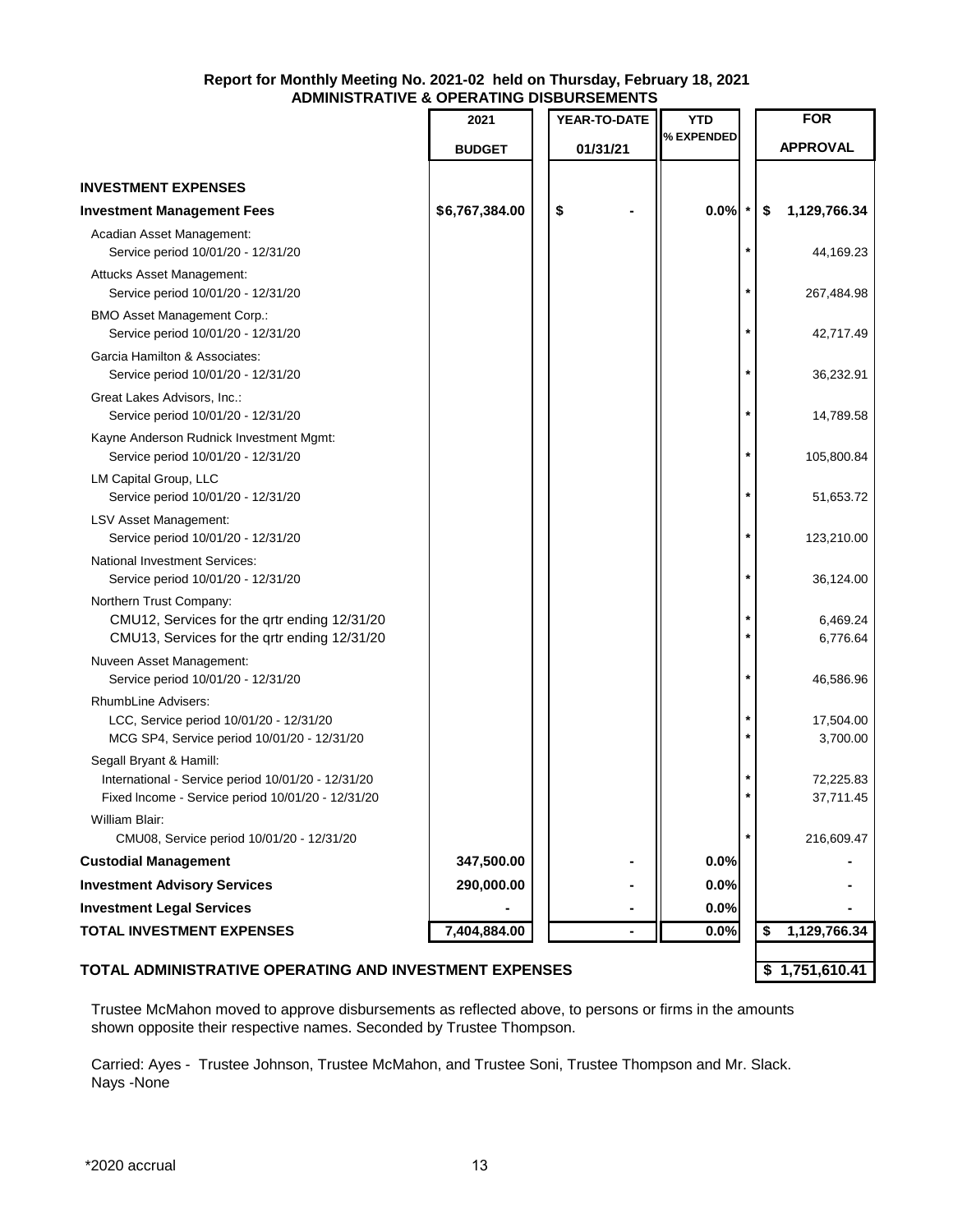**Report for Monthly Meeting No. 2021-02 held on Thursday, February 18, 2021**
**ADMINISTRATIVE & OPERATING DISBURSEMENTS**

| | 2021 BUDGET | YEAR-TO-DATE 01/31/21 | YTD % EXPENDED | | FOR APPROVAL |
|---|---|---|---|---|---|
| **INVESTMENT EXPENSES** | | | | | |
| **Investment Management Fees** | **$6,767,384.00** | **$ -** | **0.0%** | * | **$ 1,129,766.34** |
| Acadian Asset Management: | | | | | |
| Service period 10/01/20 - 12/31/20 | | | | * | 44,169.23 |
| Attucks Asset Management: | | | | | |
| Service period 10/01/20 - 12/31/20 | | | | * | 267,484.98 |
| BMO Asset Management Corp.: | | | | | |
| Service period 10/01/20 - 12/31/20 | | | | * | 42,717.49 |
| Garcia Hamilton & Associates: | | | | | |
| Service period 10/01/20 - 12/31/20 | | | | * | 36,232.91 |
| Great Lakes Advisors, Inc.: | | | | | |
| Service period 10/01/20 - 12/31/20 | | | | * | 14,789.58 |
| Kayne Anderson Rudnick Investment Mgmt: | | | | | |
| Service period 10/01/20 - 12/31/20 | | | | * | 105,800.84 |
| LM Capital Group, LLC | | | | | |
| Service period 10/01/20 - 12/31/20 | | | | * | 51,653.72 |
| LSV Asset Management: | | | | | |
| Service period 10/01/20 - 12/31/20 | | | | * | 123,210.00 |
| National Investment Services: | | | | | |
| Service period 10/01/20 - 12/31/20 | | | | * | 36,124.00 |
| Northern Trust Company: | | | | | |
| CMU12, Services for the qrtr ending 12/31/20 | | | | * | 6,469.24 |
| CMU13, Services for the qrtr ending 12/31/20 | | | | * | 6,776.64 |
| Nuveen Asset Management: | | | | | |
| Service period 10/01/20 - 12/31/20 | | | | * | 46,586.96 |
| RhumbLine Advisers: | | | | | |
| LCC, Service period 10/01/20 - 12/31/20 | | | | * | 17,504.00 |
| MCG SP4, Service period 10/01/20 - 12/31/20 | | | | * | 3,700.00 |
| Segall Bryant & Hamill: | | | | | |
| International - Service period 10/01/20 - 12/31/20 | | | | * | 72,225.83 |
| Fixed Income - Service period 10/01/20 - 12/31/20 | | | | * | 37,711.45 |
| William Blair: | | | | | |
| CMU08, Service period 10/01/20 - 12/31/20 | | | | * | 216,609.47 |
| **Custodial Management** | **347,500.00** | **-** | **0.0%** | | **-** |
| **Investment Advisory Services** | **290,000.00** | **-** | **0.0%** | | **-** |
| **Investment Legal Services** | **-** | **-** | **0.0%** | | **-** |
| **TOTAL INVESTMENT EXPENSES** | **7,404,884.00** | **-** | **0.0%** | | **$ 1,129,766.34** |
| **TOTAL ADMINISTRATIVE OPERATING AND INVESTMENT EXPENSES** | | | | | **$ 1,751,610.41** |

Trustee McMahon moved to approve disbursements as reflected above, to persons or firms in the amounts shown opposite their respective names. Seconded by Trustee Thompson.

Carried: Ayes - Trustee Johnson, Trustee McMahon, and Trustee Soni, Trustee Thompson and Mr. Slack.
Nays -None

*2020 accrual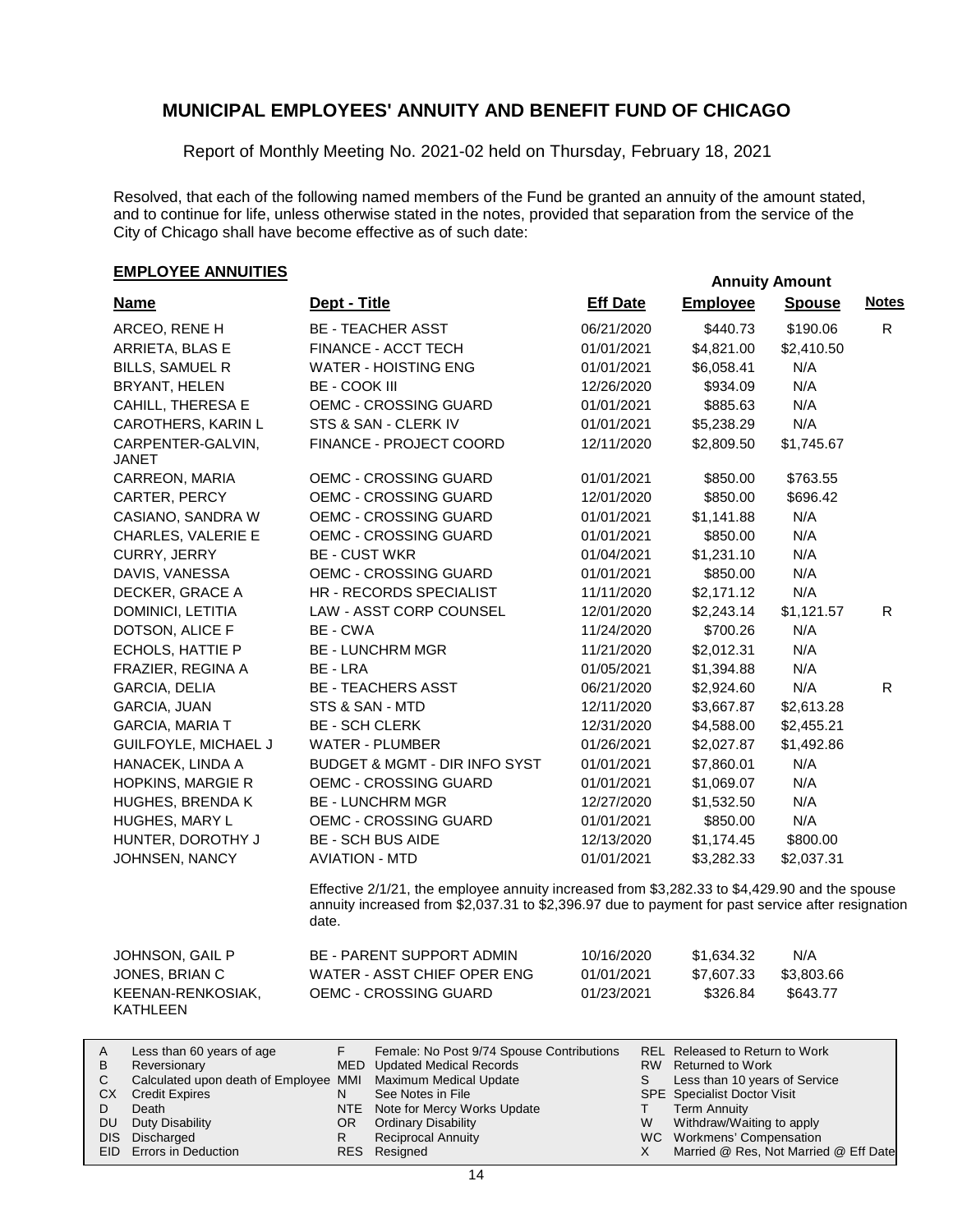# MUNICIPAL EMPLOYEES' ANNUITY AND BENEFIT FUND OF CHICAGO

Report of Monthly Meeting No. 2021-02 held on Thursday, February 18, 2021

Resolved, that each of the following named members of the Fund be granted an annuity of the amount stated, and to continue for life, unless otherwise stated in the notes, provided that separation from the service of the City of Chicago shall have become effective as of such date:

## EMPLOYEE ANNUITIES

| Name | Dept - Title | Eff Date | Annuity Amount Employee | Annuity Amount Spouse | Notes |
|---|---|---|---|---|---|
| ARCEO, RENE H | BE - TEACHER ASST | 06/21/2020 | $440.73 | $190.06 | R |
| ARRIETA, BLAS E | FINANCE - ACCT TECH | 01/01/2021 | $4,821.00 | $2,410.50 | |
| BILLS, SAMUEL R | WATER - HOISTING ENG | 01/01/2021 | $6,058.41 | N/A | |
| BRYANT, HELEN | BE - COOK III | 12/26/2020 | $934.09 | N/A | |
| CAHILL, THERESA E | OEMC - CROSSING GUARD | 01/01/2021 | $885.63 | N/A | |
| CAROTHERS, KARIN L | STS & SAN - CLERK IV | 01/01/2021 | $5,238.29 | N/A | |
| CARPENTER-GALVIN, JANET | FINANCE - PROJECT COORD | 12/11/2020 | $2,809.50 | $1,745.67 | |
| CARREON, MARIA | OEMC - CROSSING GUARD | 01/01/2021 | $850.00 | $763.55 | |
| CARTER, PERCY | OEMC - CROSSING GUARD | 12/01/2020 | $850.00 | $696.42 | |
| CASIANO, SANDRA W | OEMC - CROSSING GUARD | 01/01/2021 | $1,141.88 | N/A | |
| CHARLES, VALERIE E | OEMC - CROSSING GUARD | 01/01/2021 | $850.00 | N/A | |
| CURRY, JERRY | BE - CUST WKR | 01/04/2021 | $1,231.10 | N/A | |
| DAVIS, VANESSA | OEMC - CROSSING GUARD | 01/01/2021 | $850.00 | N/A | |
| DECKER, GRACE A | HR - RECORDS SPECIALIST | 11/11/2020 | $2,171.12 | N/A | |
| DOMINICI, LETITIA | LAW - ASST CORP COUNSEL | 12/01/2020 | $2,243.14 | $1,121.57 | R |
| DOTSON, ALICE F | BE - CWA | 11/24/2020 | $700.26 | N/A | |
| ECHOLS, HATTIE P | BE - LUNCHRM MGR | 11/21/2020 | $2,012.31 | N/A | |
| FRAZIER, REGINA A | BE - LRA | 01/05/2021 | $1,394.88 | N/A | |
| GARCIA, DELIA | BE - TEACHERS ASST | 06/21/2020 | $2,924.60 | N/A | R |
| GARCIA, JUAN | STS & SAN - MTD | 12/11/2020 | $3,667.87 | $2,613.28 | |
| GARCIA, MARIA T | BE - SCH CLERK | 12/31/2020 | $4,588.00 | $2,455.21 | |
| GUILFOYLE, MICHAEL J | WATER - PLUMBER | 01/26/2021 | $2,027.87 | $1,492.86 | |
| HANACEK, LINDA A | BUDGET & MGMT - DIR INFO SYST | 01/01/2021 | $7,860.01 | N/A | |
| HOPKINS, MARGIE R | OEMC - CROSSING GUARD | 01/01/2021 | $1,069.07 | N/A | |
| HUGHES, BRENDA K | BE - LUNCHRM MGR | 12/27/2020 | $1,532.50 | N/A | |
| HUGHES, MARY L | OEMC - CROSSING GUARD | 01/01/2021 | $850.00 | N/A | |
| HUNTER, DOROTHY J | BE - SCH BUS AIDE | 12/13/2020 | $1,174.45 | $800.00 | |
| JOHNSEN, NANCY | AVIATION - MTD | 01/01/2021 | $3,282.33 | $2,037.31 | |

Effective 2/1/21, the employee annuity increased from $3,282.33 to $4,429.90 and the spouse annuity increased from $2,037.31 to $2,396.97 due to payment for past service after resignation date.

| Name | Dept - Title | Eff Date | Annuity Amount Employee | Annuity Amount Spouse | Notes |
|---|---|---|---|---|---|
| JOHNSON, GAIL P | BE - PARENT SUPPORT ADMIN | 10/16/2020 | $1,634.32 | N/A | |
| JONES, BRIAN C | WATER - ASST CHIEF OPER ENG | 01/01/2021 | $7,607.33 | $3,803.66 | |
| KEENAN-RENKOSIAK, KATHLEEN | OEMC - CROSSING GUARD | 01/23/2021 | $326.84 | $643.77 | |

| | | | | | |
|---|---|---|---|---|---|
| A | Less than 60 years of age | F | Female: No Post 9/74 Spouse Contributions | REL | Released to Return to Work |
| B | Reversionary | MED | Updated Medical Records | RW | Returned to Work |
| C | Calculated upon death of Employee | MMI | Maximum Medical Update | S | Less than 10 years of Service |
| CX | Credit Expires | N | See Notes in File | SPE | Specialist Doctor Visit |
| D | Death | NTE | Note for Mercy Works Update | T | Term Annuity |
| DU | Duty Disability | OR | Ordinary Disability | W | Withdraw/Waiting to apply |
| DIS | Discharged | R | Reciprocal Annuity | WC | Workmens' Compensation |
| EID | Errors in Deduction | RES | Resigned | X | Married @ Res, Not Married @ Eff Date |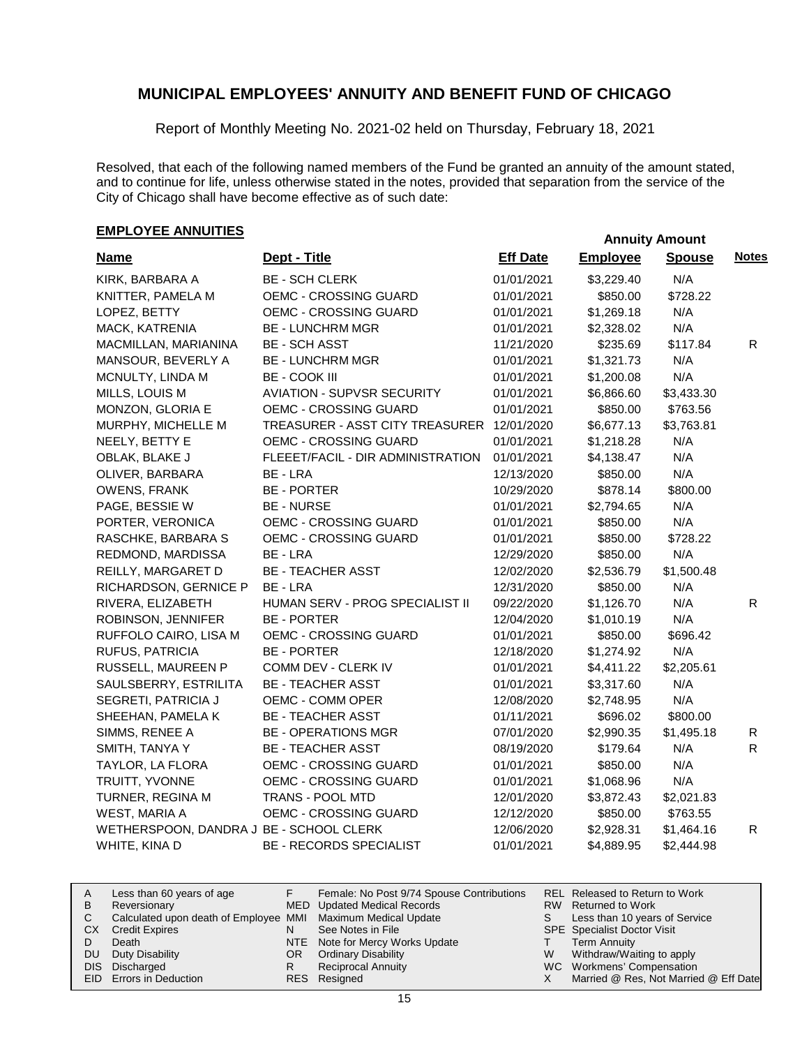# MUNICIPAL EMPLOYEES' ANNUITY AND BENEFIT FUND OF CHICAGO

Report of Monthly Meeting No. 2021-02 held on Thursday, February 18, 2021

Resolved, that each of the following named members of the Fund be granted an annuity of the amount stated, and to continue for life, unless otherwise stated in the notes, provided that separation from the service of the City of Chicago shall have become effective as of such date:

## EMPLOYEE ANNUITIES

| Name | Dept - Title | Eff Date | Annuity Amount Employee | Annuity Amount Spouse | Notes |
|---|---|---|---|---|---|
| KIRK, BARBARA A | BE - SCH CLERK | 01/01/2021 | $3,229.40 | N/A | |
| KNITTER, PAMELA M | OEMC - CROSSING GUARD | 01/01/2021 | $850.00 | $728.22 | |
| LOPEZ, BETTY | OEMC - CROSSING GUARD | 01/01/2021 | $1,269.18 | N/A | |
| MACK, KATRENIA | BE - LUNCHRM MGR | 01/01/2021 | $2,328.02 | N/A | |
| MACMILLAN, MARIANINA | BE - SCH ASST | 11/21/2020 | $235.69 | $117.84 | R |
| MANSOUR, BEVERLY A | BE - LUNCHRM MGR | 01/01/2021 | $1,321.73 | N/A | |
| MCNULTY, LINDA M | BE - COOK III | 01/01/2021 | $1,200.08 | N/A | |
| MILLS, LOUIS M | AVIATION - SUPVSR SECURITY | 01/01/2021 | $6,866.60 | $3,433.30 | |
| MONZON, GLORIA E | OEMC - CROSSING GUARD | 01/01/2021 | $850.00 | $763.56 | |
| MURPHY, MICHELLE M | TREASURER - ASST CITY TREASURER | 12/01/2020 | $6,677.13 | $3,763.81 | |
| NEELY, BETTY E | OEMC - CROSSING GUARD | 01/01/2021 | $1,218.28 | N/A | |
| OBLAK, BLAKE J | FLEEET/FACIL - DIR ADMINISTRATION | 01/01/2021 | $4,138.47 | N/A | |
| OLIVER, BARBARA | BE - LRA | 12/13/2020 | $850.00 | N/A | |
| OWENS, FRANK | BE - PORTER | 10/29/2020 | $878.14 | $800.00 | |
| PAGE, BESSIE W | BE - NURSE | 01/01/2021 | $2,794.65 | N/A | |
| PORTER, VERONICA | OEMC - CROSSING GUARD | 01/01/2021 | $850.00 | N/A | |
| RASCHKE, BARBARA S | OEMC - CROSSING GUARD | 01/01/2021 | $850.00 | $728.22 | |
| REDMOND, MARDISSA | BE - LRA | 12/29/2020 | $850.00 | N/A | |
| REILLY, MARGARET D | BE - TEACHER ASST | 12/02/2020 | $2,536.79 | $1,500.48 | |
| RICHARDSON, GERNICE P | BE - LRA | 12/31/2020 | $850.00 | N/A | |
| RIVERA, ELIZABETH | HUMAN SERV - PROG SPECIALIST II | 09/22/2020 | $1,126.70 | N/A | R |
| ROBINSON, JENNIFER | BE - PORTER | 12/04/2020 | $1,010.19 | N/A | |
| RUFFOLO CAIRO, LISA M | OEMC - CROSSING GUARD | 01/01/2021 | $850.00 | $696.42 | |
| RUFUS, PATRICIA | BE - PORTER | 12/18/2020 | $1,274.92 | N/A | |
| RUSSELL, MAUREEN P | COMM DEV - CLERK IV | 01/01/2021 | $4,411.22 | $2,205.61 | |
| SAULSBERRY, ESTRILITA | BE - TEACHER ASST | 01/01/2021 | $3,317.60 | N/A | |
| SEGRETI, PATRICIA J | OEMC - COMM OPER | 12/08/2020 | $2,748.95 | N/A | |
| SHEEHAN, PAMELA K | BE - TEACHER ASST | 01/11/2021 | $696.02 | $800.00 | |
| SIMMS, RENEE A | BE - OPERATIONS MGR | 07/01/2020 | $2,990.35 | $1,495.18 | R |
| SMITH, TANYA Y | BE - TEACHER ASST | 08/19/2020 | $179.64 | N/A | R |
| TAYLOR, LA FLORA | OEMC - CROSSING GUARD | 01/01/2021 | $850.00 | N/A | |
| TRUITT, YVONNE | OEMC - CROSSING GUARD | 01/01/2021 | $1,068.96 | N/A | |
| TURNER, REGINA M | TRANS - POOL MTD | 12/01/2020 | $3,872.43 | $2,021.83 | |
| WEST, MARIA A | OEMC - CROSSING GUARD | 12/12/2020 | $850.00 | $763.55 | |
| WETHERSPOON, DANDRA J | BE - SCHOOL CLERK | 12/06/2020 | $2,928.31 | $1,464.16 | R |
| WHITE, KINA D | BE - RECORDS SPECIALIST | 01/01/2021 | $4,889.95 | $2,444.98 | |

| | | | | | |
|---|---|---|---|---|---|
| A | Less than 60 years of age | F | Female: No Post 9/74 Spouse Contributions | REL | Released to Return to Work |
| B | Reversionary | MED | Updated Medical Records | RW | Returned to Work |
| C | Calculated upon death of Employee | MMI | Maximum Medical Update | S | Less than 10 years of Service |
| CX | Credit Expires | N | See Notes in File | SPE | Specialist Doctor Visit |
| D | Death | NTE | Note for Mercy Works Update | T | Term Annuity |
| DU | Duty Disability | OR | Ordinary Disability | W | Withdraw/Waiting to apply |
| DIS | Discharged | R | Reciprocal Annuity | WC | Workmens' Compensation |
| EID | Errors in Deduction | RES | Resigned | X | Married @ Res, Not Married @ Eff Date |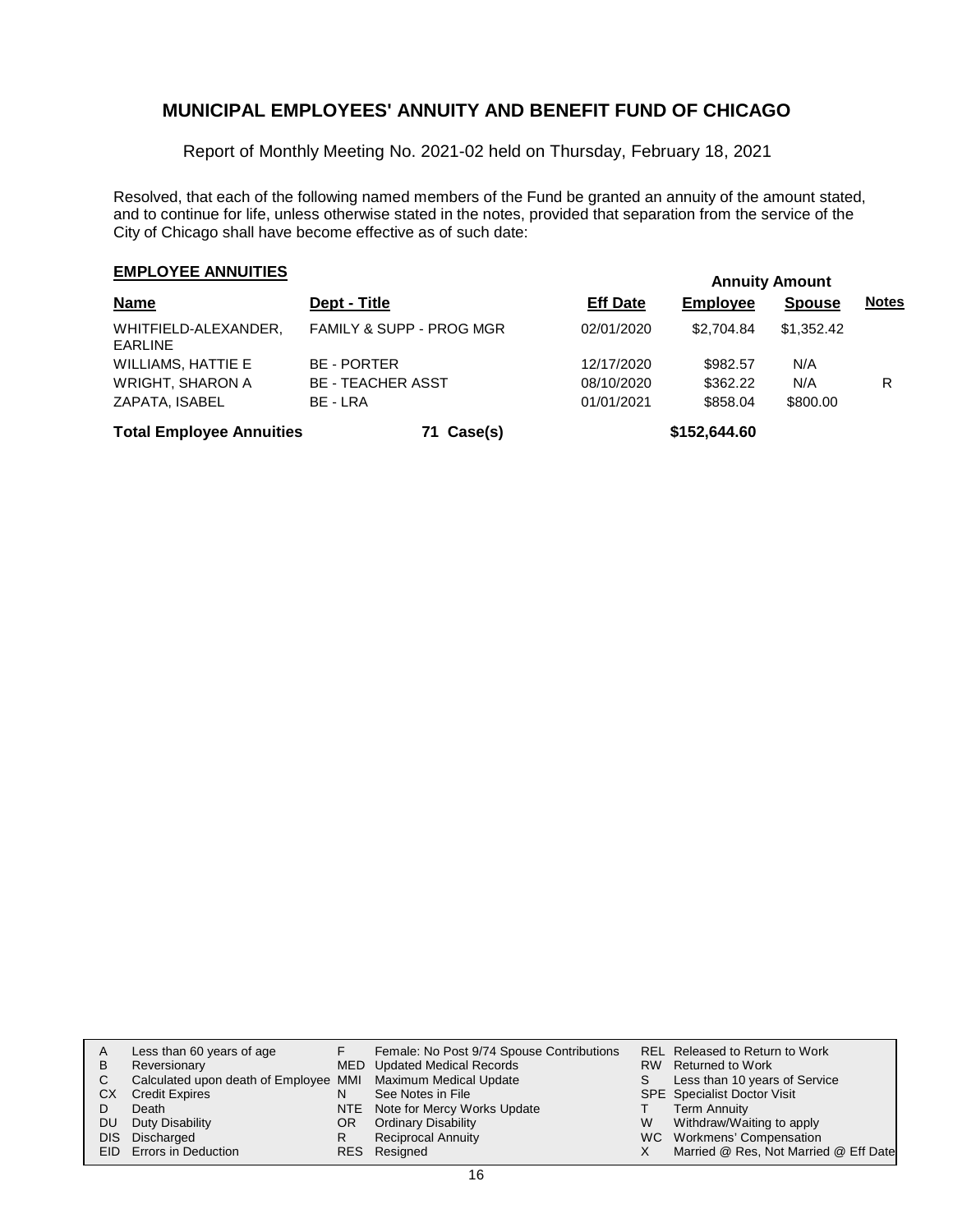## MUNICIPAL EMPLOYEES' ANNUITY AND BENEFIT FUND OF CHICAGO

Report of Monthly Meeting No. 2021-02 held on Thursday, February 18, 2021

Resolved, that each of the following named members of the Fund be granted an annuity of the amount stated, and to continue for life, unless otherwise stated in the notes, provided that separation from the service of the City of Chicago shall have become effective as of such date:

### EMPLOYEE ANNUITIES

| Name | Dept - Title | Eff Date | Annuity Amount Employee | Annuity Amount Spouse | Notes |
|---|---|---|---|---|---|
| WHITFIELD-ALEXANDER, EARLINE | FAMILY & SUPP - PROG MGR | 02/01/2020 | $2,704.84 | $1,352.42 | |
| WILLIAMS, HATTIE E | BE - PORTER | 12/17/2020 | $982.57 | N/A | |
| WRIGHT, SHARON A | BE - TEACHER ASST | 08/10/2020 | $362.22 | N/A | R |
| ZAPATA, ISABEL | BE - LRA | 01/01/2021 | $858.04 | $800.00 | |
| **Total Employee Annuities** | **71 Case(s)** | | **$152,644.60** | | |

| | | | | | |
|---|---|---|---|---|---|
| A | Less than 60 years of age | F | Female: No Post 9/74 Spouse Contributions | REL | Released to Return to Work |
| B | Reversionary | MED | Updated Medical Records | RW | Returned to Work |
| C | Calculated upon death of Employee | MMI | Maximum Medical Update | S | Less than 10 years of Service |
| CX | Credit Expires | N | See Notes in File | SPE | Specialist Doctor Visit |
| D | Death | NTE | Note for Mercy Works Update | T | Term Annuity |
| DU | Duty Disability | OR | Ordinary Disability | W | Withdraw/Waiting to apply |
| DIS | Discharged | R | Reciprocal Annuity | WC | Workmens' Compensation |
| EID | Errors in Deduction | RES | Resigned | X | Married @ Res, Not Married @ Eff Date |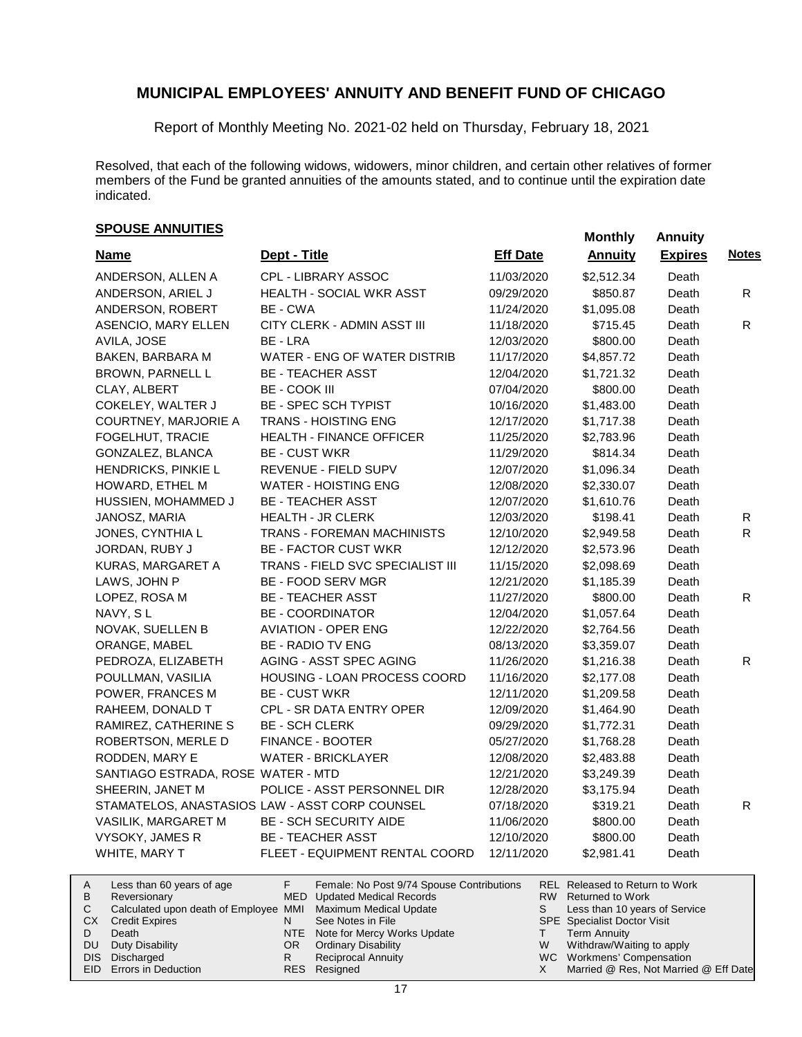# MUNICIPAL EMPLOYEES' ANNUITY AND BENEFIT FUND OF CHICAGO

Report of Monthly Meeting No. 2021-02 held on Thursday, February 18, 2021

Resolved, that each of the following widows, widowers, minor children, and certain other relatives of former members of the Fund be granted annuities of the amounts stated, and to continue until the expiration date indicated.

## SPOUSE ANNUITIES

| Name | Dept - Title | Eff Date | Monthly Annuity | Annuity Expires | Notes |
|---|---|---|---|---|---|
| ANDERSON, ALLEN A | CPL - LIBRARY ASSOC | 11/03/2020 | $2,512.34 | Death | |
| ANDERSON, ARIEL J | HEALTH - SOCIAL WKR ASST | 09/29/2020 | $850.87 | Death | R |
| ANDERSON, ROBERT | BE - CWA | 11/24/2020 | $1,095.08 | Death | |
| ASENCIO, MARY ELLEN | CITY CLERK - ADMIN ASST III | 11/18/2020 | $715.45 | Death | R |
| AVILA, JOSE | BE - LRA | 12/03/2020 | $800.00 | Death | |
| BAKEN, BARBARA M | WATER - ENG OF WATER DISTRIB | 11/17/2020 | $4,857.72 | Death | |
| BROWN, PARNELL L | BE - TEACHER ASST | 12/04/2020 | $1,721.32 | Death | |
| CLAY, ALBERT | BE - COOK III | 07/04/2020 | $800.00 | Death | |
| COKELEY, WALTER J | BE - SPEC SCH TYPIST | 10/16/2020 | $1,483.00 | Death | |
| COURTNEY, MARJORIE A | TRANS - HOISTING ENG | 12/17/2020 | $1,717.38 | Death | |
| FOGELHUT, TRACIE | HEALTH - FINANCE OFFICER | 11/25/2020 | $2,783.96 | Death | |
| GONZALEZ, BLANCA | BE - CUST WKR | 11/29/2020 | $814.34 | Death | |
| HENDRICKS, PINKIE L | REVENUE - FIELD SUPV | 12/07/2020 | $1,096.34 | Death | |
| HOWARD, ETHEL M | WATER - HOISTING ENG | 12/08/2020 | $2,330.07 | Death | |
| HUSSIEN, MOHAMMED J | BE - TEACHER ASST | 12/07/2020 | $1,610.76 | Death | |
| JANOSZ, MARIA | HEALTH - JR CLERK | 12/03/2020 | $198.41 | Death | R |
| JONES, CYNTHIA L | TRANS - FOREMAN MACHINISTS | 12/10/2020 | $2,949.58 | Death | R |
| JORDAN, RUBY J | BE - FACTOR CUST WKR | 12/12/2020 | $2,573.96 | Death | |
| KURAS, MARGARET A | TRANS - FIELD SVC SPECIALIST III | 11/15/2020 | $2,098.69 | Death | |
| LAWS, JOHN P | BE - FOOD SERV MGR | 12/21/2020 | $1,185.39 | Death | |
| LOPEZ, ROSA M | BE - TEACHER ASST | 11/27/2020 | $800.00 | Death | R |
| NAVY, S L | BE - COORDINATOR | 12/04/2020 | $1,057.64 | Death | |
| NOVAK, SUELLEN B | AVIATION - OPER ENG | 12/22/2020 | $2,764.56 | Death | |
| ORANGE, MABEL | BE - RADIO TV ENG | 08/13/2020 | $3,359.07 | Death | |
| PEDROZA, ELIZABETH | AGING - ASST SPEC AGING | 11/26/2020 | $1,216.38 | Death | R |
| POULLMAN, VASILIA | HOUSING - LOAN PROCESS COORD | 11/16/2020 | $2,177.08 | Death | |
| POWER, FRANCES M | BE - CUST WKR | 12/11/2020 | $1,209.58 | Death | |
| RAHEEM, DONALD T | CPL - SR DATA ENTRY OPER | 12/09/2020 | $1,464.90 | Death | |
| RAMIREZ, CATHERINE S | BE - SCH CLERK | 09/29/2020 | $1,772.31 | Death | |
| ROBERTSON, MERLE D | FINANCE - BOOTER | 05/27/2020 | $1,768.28 | Death | |
| RODDEN, MARY E | WATER - BRICKLAYER | 12/08/2020 | $2,483.88 | Death | |
| SANTIAGO ESTRADA, ROSE | WATER - MTD | 12/21/2020 | $3,249.39 | Death | |
| SHEERIN, JANET M | POLICE - ASST PERSONNEL DIR | 12/28/2020 | $3,175.94 | Death | |
| STAMATELOS, ANASTASIOS | LAW - ASST CORP COUNSEL | 07/18/2020 | $319.21 | Death | R |
| VASILIK, MARGARET M | BE - SCH SECURITY AIDE | 11/06/2020 | $800.00 | Death | |
| VYSOKY, JAMES R | BE - TEACHER ASST | 12/10/2020 | $800.00 | Death | |
| WHITE, MARY T | FLEET - EQUIPMENT RENTAL COORD | 12/11/2020 | $2,981.41 | Death | |

| | | | | | |
|---|---|---|---|---|---|
| A | Less than 60 years of age | F | Female: No Post 9/74 Spouse Contributions | REL | Released to Return to Work |
| B | Reversionary | MED | Updated Medical Records | RW | Returned to Work |
| C | Calculated upon death of Employee | MMI | Maximum Medical Update | S | Less than 10 years of Service |
| CX | Credit Expires | N | See Notes in File | SPE | Specialist Doctor Visit |
| D | Death | NTE | Note for Mercy Works Update | T | Term Annuity |
| DU | Duty Disability | OR | Ordinary Disability | W | Withdraw/Waiting to apply |
| DIS | Discharged | R | Reciprocal Annuity | WC | Workmens' Compensation |
| EID | Errors in Deduction | RES | Resigned | X | Married @ Res, Not Married @ Eff Date |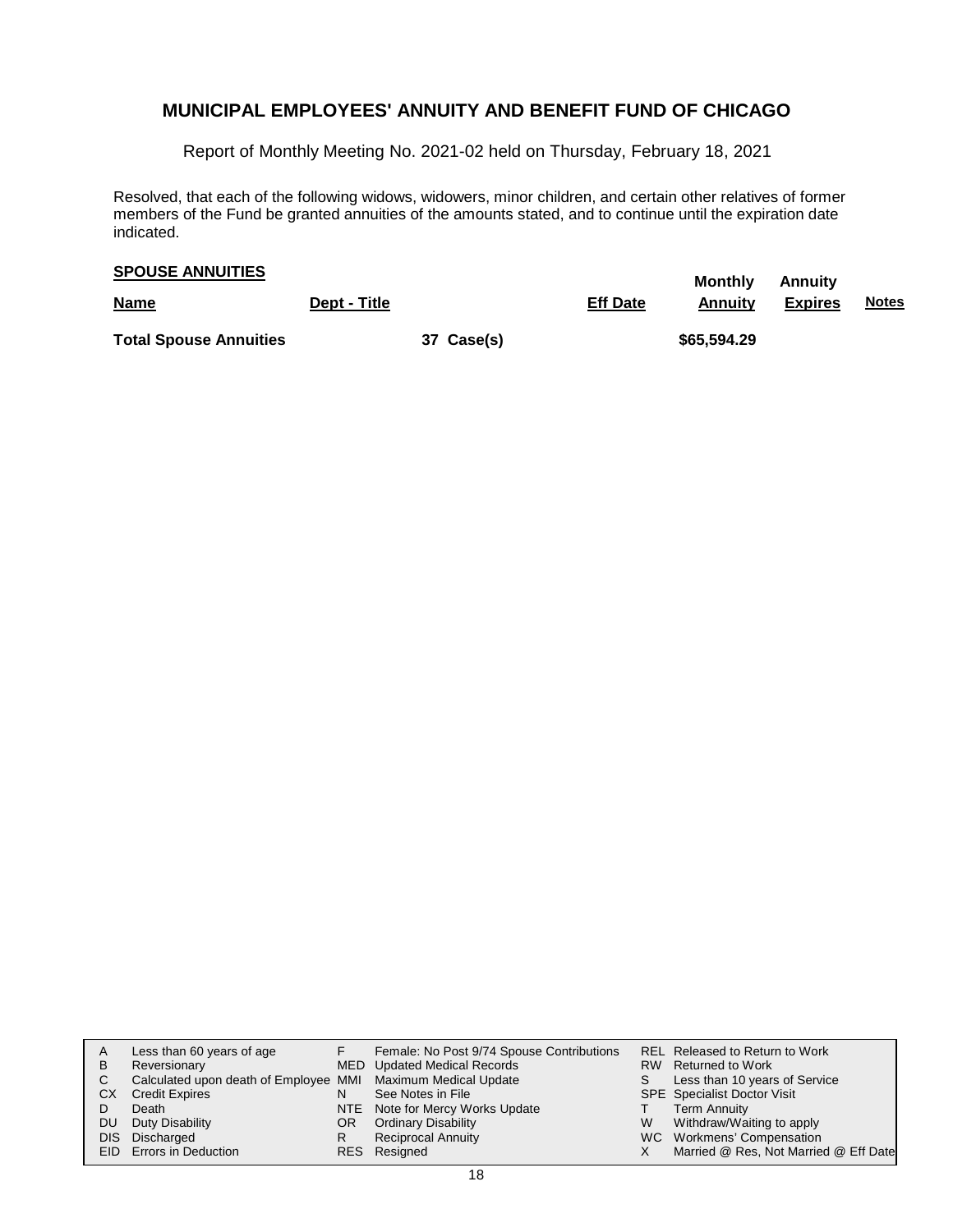# MUNICIPAL EMPLOYEES' ANNUITY AND BENEFIT FUND OF CHICAGO

Report of Monthly Meeting No. 2021-02 held on Thursday, February 18, 2021

Resolved, that each of the following widows, widowers, minor children, and certain other relatives of former members of the Fund be granted annuities of the amounts stated, and to continue until the expiration date indicated.

**SPOUSE ANNUITIES**

| Name | Dept - Title | | Eff Date | Monthly Annuity | Annuity Expires | Notes |
|---|---|---|---|---|---|---|
| **Total Spouse Annuities** | | **37 Case(s)** | | **$65,594.29** | | |

| | | | | | |
|---|---|---|---|---|---|
| A | Less than 60 years of age | F | Female: No Post 9/74 Spouse Contributions | REL | Released to Return to Work |
| B | Reversionary | MED | Updated Medical Records | RW | Returned to Work |
| C | Calculated upon death of Employee | MMI | Maximum Medical Update | S | Less than 10 years of Service |
| CX | Credit Expires | N | See Notes in File | SPE | Specialist Doctor Visit |
| D | Death | NTE | Note for Mercy Works Update | T | Term Annuity |
| DU | Duty Disability | OR | Ordinary Disability | W | Withdraw/Waiting to apply |
| DIS | Discharged | R | Reciprocal Annuity | WC | Workmens' Compensation |
| EID | Errors in Deduction | RES | Resigned | X | Married @ Res, Not Married @ Eff Date |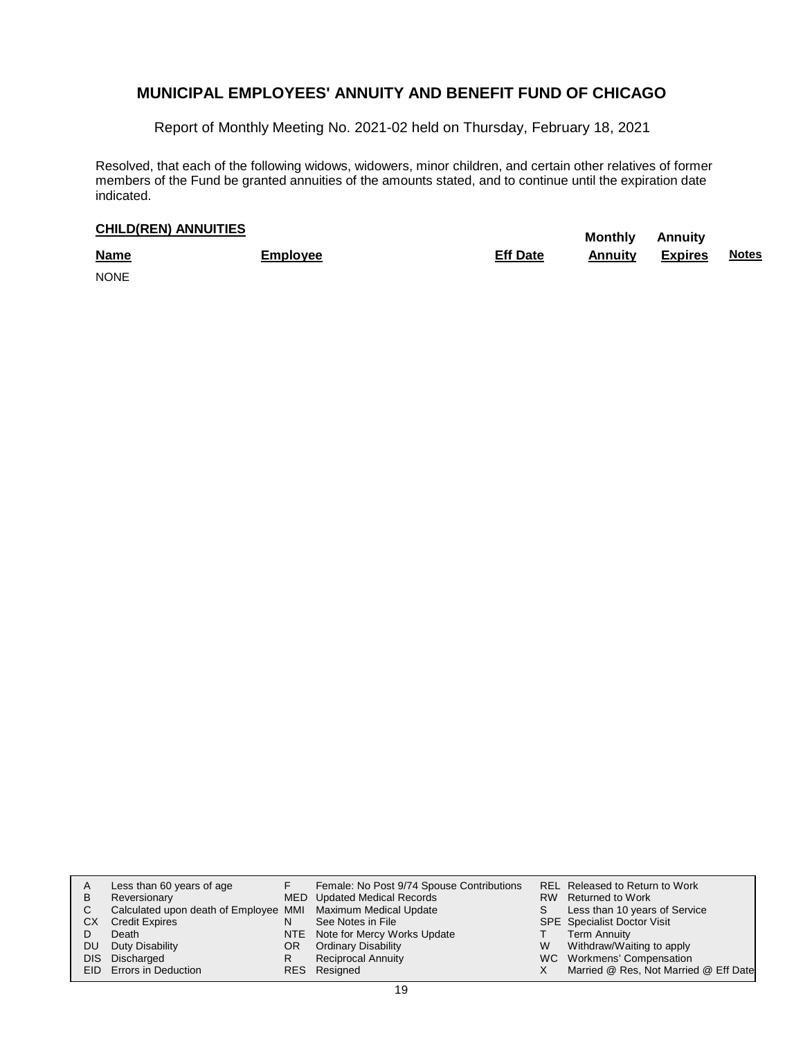# MUNICIPAL EMPLOYEES' ANNUITY AND BENEFIT FUND OF CHICAGO

Report of Monthly Meeting No. 2021-02 held on Thursday, February 18, 2021

Resolved, that each of the following widows, widowers, minor children, and certain other relatives of former members of the Fund be granted annuities of the amounts stated, and to continue until the expiration date indicated.

**CHILD(REN) ANNUITIES**

| Name | Employee | Eff Date | Monthly Annuity | Annuity Expires | Notes |
|---|---|---|---|---|---|
| NONE | | | | | |

| | | | | | |
|---|---|---|---|---|---|
| A | Less than 60 years of age | F | Female: No Post 9/74 Spouse Contributions | REL | Released to Return to Work |
| B | Reversionary | MED | Updated Medical Records | RW | Returned to Work |
| C | Calculated upon death of Employee | MMI | Maximum Medical Update | S | Less than 10 years of Service |
| CX | Credit Expires | N | See Notes in File | SPE | Specialist Doctor Visit |
| D | Death | NTE | Note for Mercy Works Update | T | Term Annuity |
| DU | Duty Disability | OR | Ordinary Disability | W | Withdraw/Waiting to apply |
| DIS | Discharged | R | Reciprocal Annuity | WC | Workmens' Compensation |
| EID | Errors in Deduction | RES | Resigned | X | Married @ Res, Not Married @ Eff Date |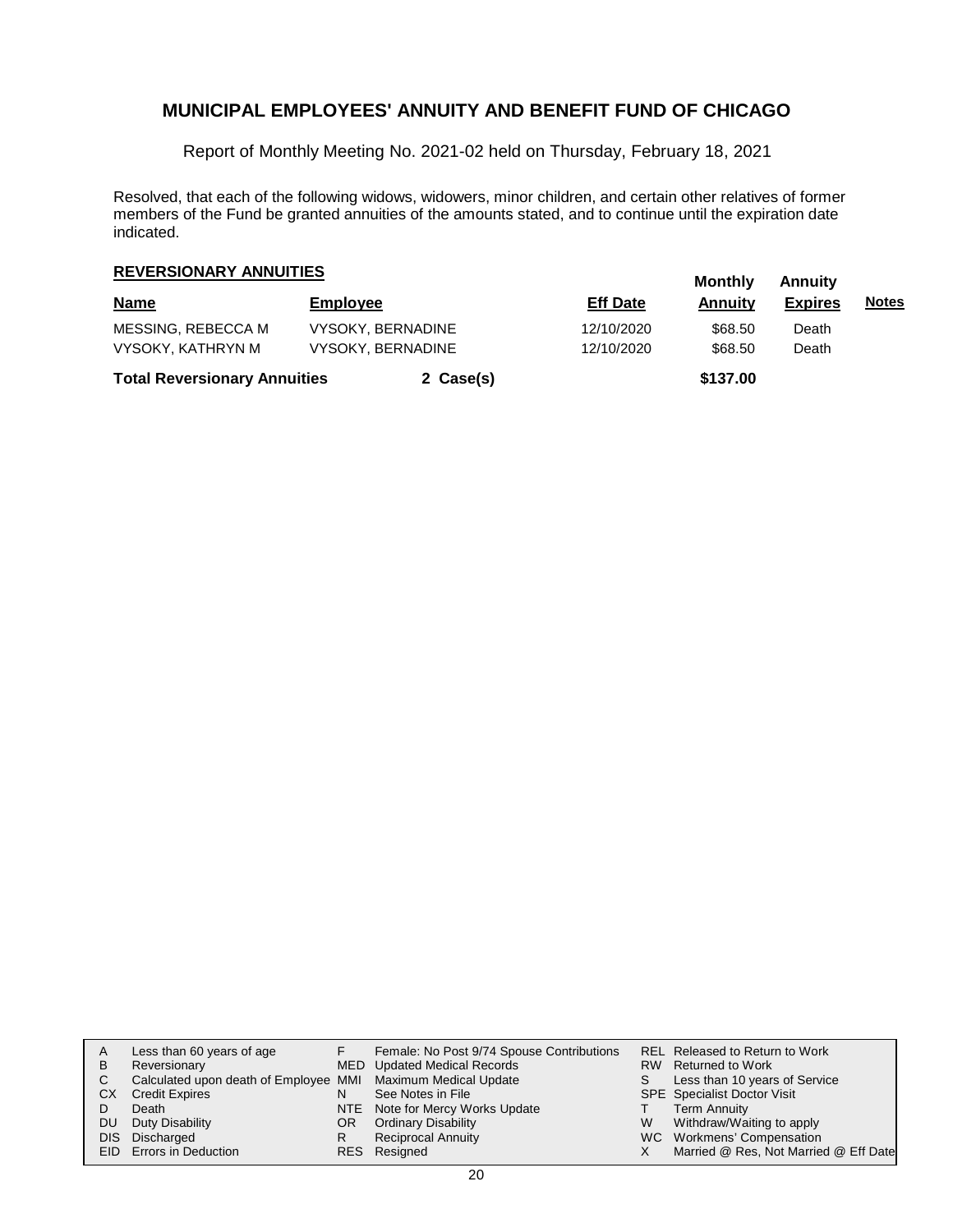# MUNICIPAL EMPLOYEES' ANNUITY AND BENEFIT FUND OF CHICAGO

Report of Monthly Meeting No. 2021-02 held on Thursday, February 18, 2021

Resolved, that each of the following widows, widowers, minor children, and certain other relatives of former members of the Fund be granted annuities of the amounts stated, and to continue until the expiration date indicated.

## REVERSIONARY ANNUITIES

| Name | Employee | Eff Date | Monthly Annuity | Annuity Expires | Notes |
|---|---|---|---|---|---|
| MESSING, REBECCA M | VYSOKY, BERNADINE | 12/10/2020 | $68.50 | Death | |
| VYSOKY, KATHRYN M | VYSOKY, BERNADINE | 12/10/2020 | $68.50 | Death | |
| **Total Reversionary Annuities** | **2 Case(s)** | | **$137.00** | | |

| | | | | | |
|---|---|---|---|---|---|
| A | Less than 60 years of age | F | Female: No Post 9/74 Spouse Contributions | REL | Released to Return to Work |
| B | Reversionary | MED | Updated Medical Records | RW | Returned to Work |
| C | Calculated upon death of Employee | MMI | Maximum Medical Update | S | Less than 10 years of Service |
| CX | Credit Expires | N | See Notes in File | SPE | Specialist Doctor Visit |
| D | Death | NTE | Note for Mercy Works Update | T | Term Annuity |
| DU | Duty Disability | OR | Ordinary Disability | W | Withdraw/Waiting to apply |
| DIS | Discharged | R | Reciprocal Annuity | WC | Workmens' Compensation |
| EID | Errors in Deduction | RES | Resigned | X | Married @ Res, Not Married @ Eff Date |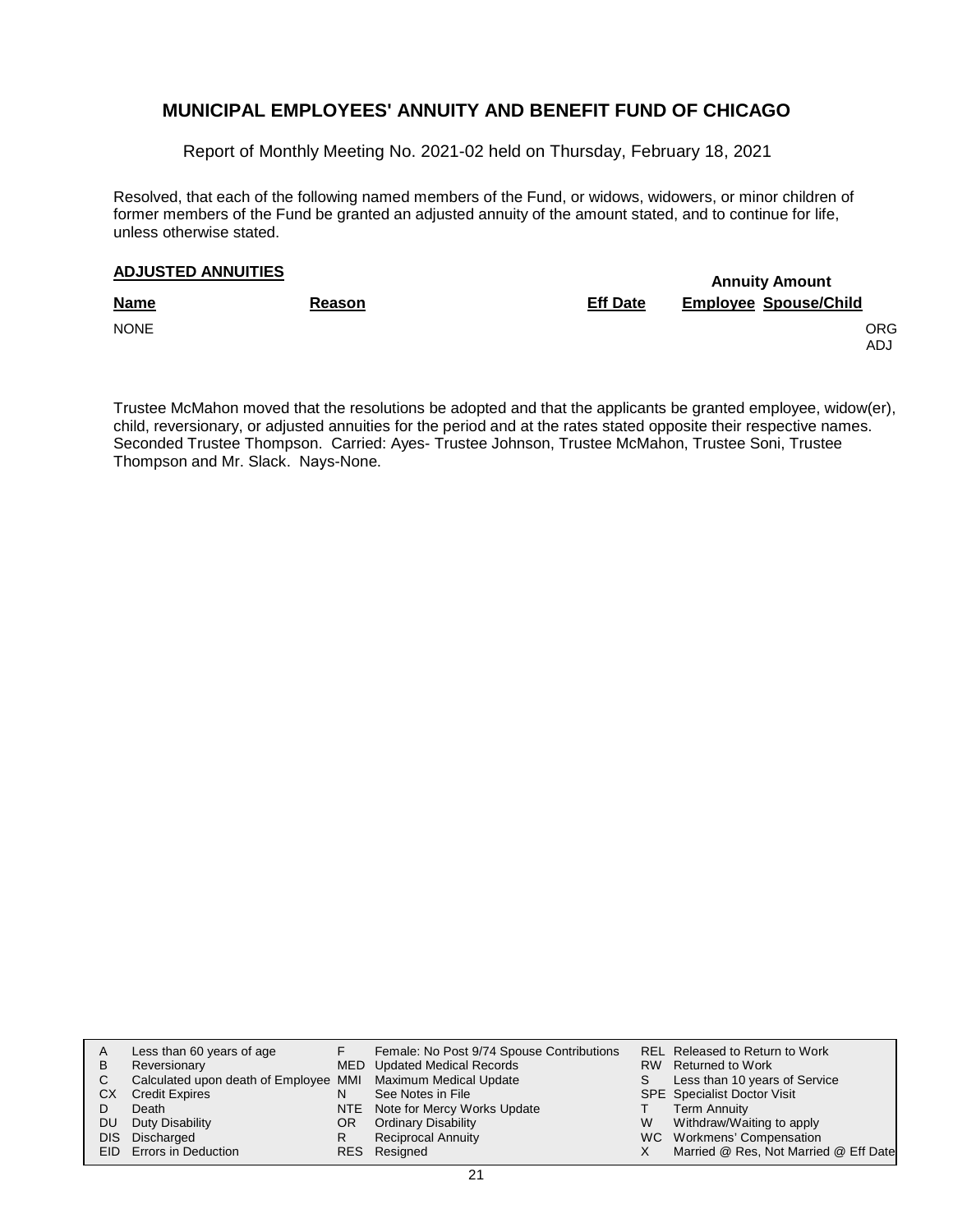# MUNICIPAL EMPLOYEES' ANNUITY AND BENEFIT FUND OF CHICAGO

Report of Monthly Meeting No. 2021-02 held on Thursday, February 18, 2021

Resolved, that each of the following named members of the Fund, or widows, widowers, or minor children of former members of the Fund be granted an adjusted annuity of the amount stated, and to continue for life, unless otherwise stated.

## ADJUSTED ANNUITIES

| Name | Reason | Eff Date | Annuity Amount: Employee | Annuity Amount: Spouse/Child |
|---|---|---|---|---|
| NONE | | | | ORG ADJ |

Trustee McMahon moved that the resolutions be adopted and that the applicants be granted employee, widow(er), child, reversionary, or adjusted annuities for the period and at the rates stated opposite their respective names. Seconded Trustee Thompson. Carried: Ayes- Trustee Johnson, Trustee McMahon, Trustee Soni, Trustee Thompson and Mr. Slack. Nays-None.

| | | | | | |
|---|---|---|---|---|---|
| A | Less than 60 years of age | F | Female: No Post 9/74 Spouse Contributions | REL | Released to Return to Work |
| B | Reversionary | MED | Updated Medical Records | RW | Returned to Work |
| C | Calculated upon death of Employee | MMI | Maximum Medical Update | S | Less than 10 years of Service |
| CX | Credit Expires | N | See Notes in File | SPE | Specialist Doctor Visit |
| D | Death | NTE | Note for Mercy Works Update | T | Term Annuity |
| DU | Duty Disability | OR | Ordinary Disability | W | Withdraw/Waiting to apply |
| DIS | Discharged | R | Reciprocal Annuity | WC | Workmens' Compensation |
| EID | Errors in Deduction | RES | Resigned | X | Married @ Res, Not Married @ Eff Date |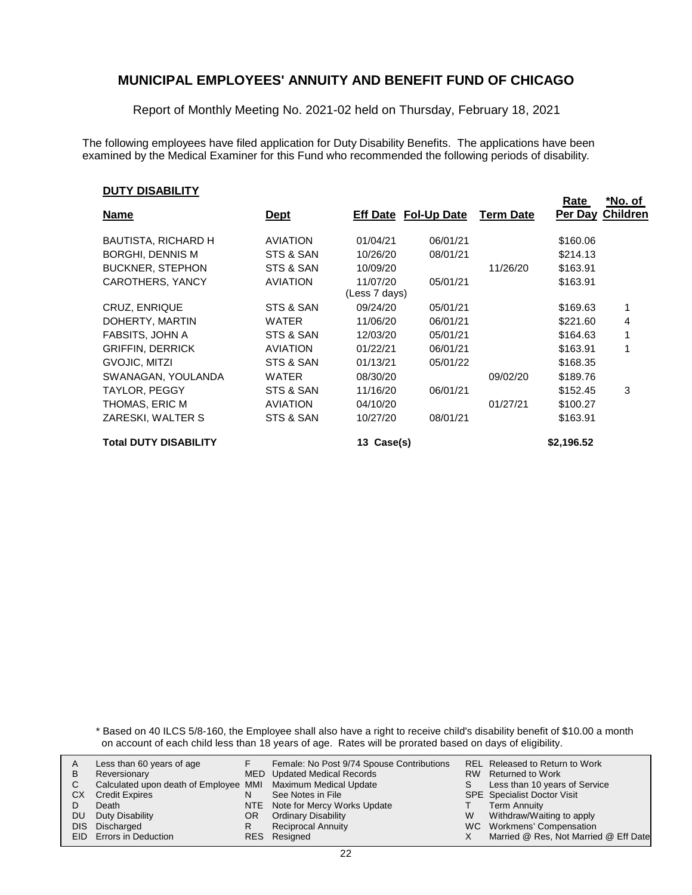# MUNICIPAL EMPLOYEES' ANNUITY AND BENEFIT FUND OF CHICAGO

Report of Monthly Meeting No. 2021-02 held on Thursday, February 18, 2021

The following employees have filed application for Duty Disability Benefits. The applications have been examined by the Medical Examiner for this Fund who recommended the following periods of disability.

**DUTY DISABILITY**

| Name | Dept | Eff Date | Fol-Up Date | Term Date | Rate Per Day | *No. of Children |
|---|---|---|---|---|---|---|
| BAUTISTA, RICHARD H | AVIATION | 01/04/21 | 06/01/21 | | $160.06 | |
| BORGHI, DENNIS M | STS & SAN | 10/26/20 | 08/01/21 | | $214.13 | |
| BUCKNER, STEPHON | STS & SAN | 10/09/20 | | 11/26/20 | $163.91 | |
| CAROTHERS, YANCY | AVIATION | 11/07/20 (Less 7 days) | 05/01/21 | | $163.91 | |
| CRUZ, ENRIQUE | STS & SAN | 09/24/20 | 05/01/21 | | $169.63 | 1 |
| DOHERTY, MARTIN | WATER | 11/06/20 | 06/01/21 | | $221.60 | 4 |
| FABSITS, JOHN A | STS & SAN | 12/03/20 | 05/01/21 | | $164.63 | 1 |
| GRIFFIN, DERRICK | AVIATION | 01/22/21 | 06/01/21 | | $163.91 | 1 |
| GVOJIC, MITZI | STS & SAN | 01/13/21 | 05/01/22 | | $168.35 | |
| SWANAGAN, YOULANDA | WATER | 08/30/20 | | 09/02/20 | $189.76 | |
| TAYLOR, PEGGY | STS & SAN | 11/16/20 | 06/01/21 | | $152.45 | 3 |
| THOMAS, ERIC M | AVIATION | 04/10/20 | | 01/27/21 | $100.27 | |
| ZARESKI, WALTER S | STS & SAN | 10/27/20 | 08/01/21 | | $163.91 | |
| **Total DUTY DISABILITY** | | **13 Case(s)** | | | **$2,196.52** | |

\* Based on 40 ILCS 5/8-160, the Employee shall also have a right to receive child's disability benefit of $10.00 a month on account of each child less than 18 years of age. Rates will be prorated based on days of eligibility.

| | | | | | |
|---|---|---|---|---|---|
| A | Less than 60 years of age | F | Female: No Post 9/74 Spouse Contributions | REL | Released to Return to Work |
| B | Reversionary | MED | Updated Medical Records | RW | Returned to Work |
| C | Calculated upon death of Employee | MMI | Maximum Medical Update | S | Less than 10 years of Service |
| CX | Credit Expires | N | See Notes in File | SPE | Specialist Doctor Visit |
| D | Death | NTE | Note for Mercy Works Update | T | Term Annuity |
| DU | Duty Disability | OR | Ordinary Disability | W | Withdraw/Waiting to apply |
| DIS | Discharged | R | Reciprocal Annuity | WC | Workmens' Compensation |
| EID | Errors in Deduction | RES | Resigned | X | Married @ Res, Not Married @ Eff Date |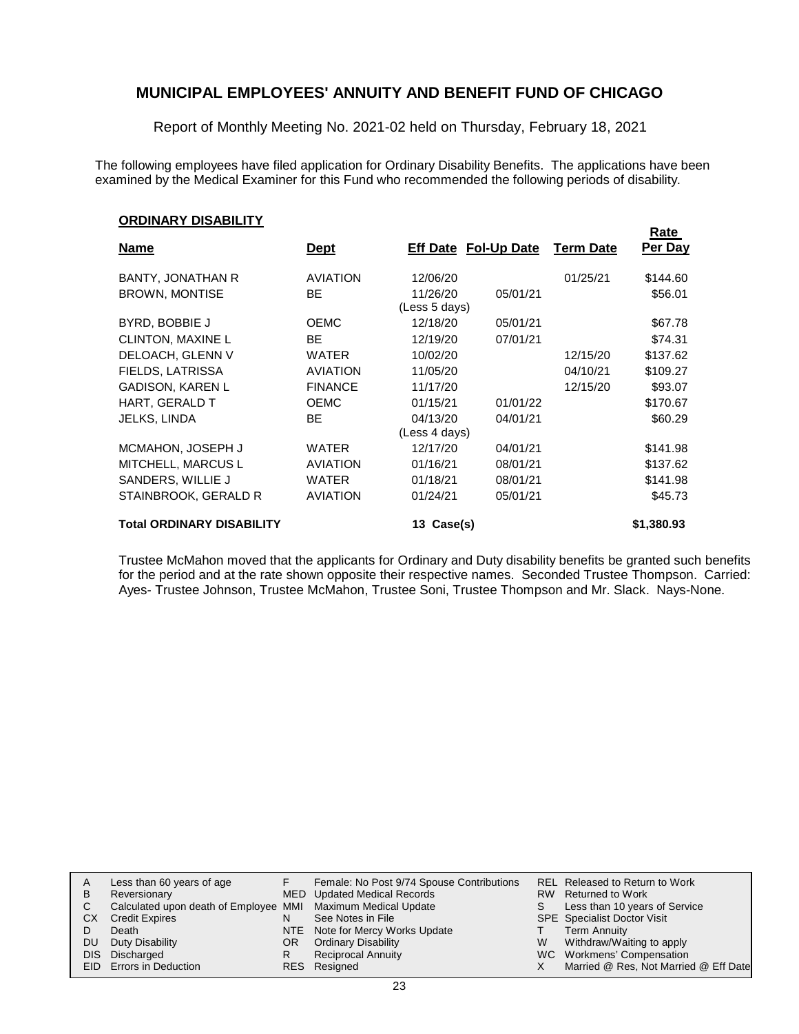## MUNICIPAL EMPLOYEES' ANNUITY AND BENEFIT FUND OF CHICAGO

Report of Monthly Meeting No. 2021-02 held on Thursday, February 18, 2021

The following employees have filed application for Ordinary Disability Benefits. The applications have been examined by the Medical Examiner for this Fund who recommended the following periods of disability.

### ORDINARY DISABILITY

| Name | Dept | Eff Date | Fol-Up Date | Term Date | Rate Per Day |
|---|---|---|---|---|---|
| BANTY, JONATHAN R | AVIATION | 12/06/20 | | 01/25/21 | $144.60 |
| BROWN, MONTISE | BE | 11/26/20 (Less 5 days) | 05/01/21 | | $56.01 |
| BYRD, BOBBIE J | OEMC | 12/18/20 | 05/01/21 | | $67.78 |
| CLINTON, MAXINE L | BE | 12/19/20 | 07/01/21 | | $74.31 |
| DELOACH, GLENN V | WATER | 10/02/20 | | 12/15/20 | $137.62 |
| FIELDS, LATRISSA | AVIATION | 11/05/20 | | 04/10/21 | $109.27 |
| GADISON, KAREN L | FINANCE | 11/17/20 | | 12/15/20 | $93.07 |
| HART, GERALD T | OEMC | 01/15/21 | 01/01/22 | | $170.67 |
| JELKS, LINDA | BE | 04/13/20 (Less 4 days) | 04/01/21 | | $60.29 |
| MCMAHON, JOSEPH J | WATER | 12/17/20 | 04/01/21 | | $141.98 |
| MITCHELL, MARCUS L | AVIATION | 01/16/21 | 08/01/21 | | $137.62 |
| SANDERS, WILLIE J | WATER | 01/18/21 | 08/01/21 | | $141.98 |
| STAINBROOK, GERALD R | AVIATION | 01/24/21 | 05/01/21 | | $45.73 |
| **Total ORDINARY DISABILITY** | | **13 Case(s)** | | | **$1,380.93** |

Trustee McMahon moved that the applicants for Ordinary and Duty disability benefits be granted such benefits for the period and at the rate shown opposite their respective names. Seconded Trustee Thompson. Carried: Ayes- Trustee Johnson, Trustee McMahon, Trustee Soni, Trustee Thompson and Mr. Slack. Nays-None.

| | | | | | |
|---|---|---|---|---|---|
| A | Less than 60 years of age | F | Female: No Post 9/74 Spouse Contributions | REL | Released to Return to Work |
| B | Reversionary | MED | Updated Medical Records | RW | Returned to Work |
| C | Calculated upon death of Employee | MMI | Maximum Medical Update | S | Less than 10 years of Service |
| CX | Credit Expires | N | See Notes in File | SPE | Specialist Doctor Visit |
| D | Death | NTE | Note for Mercy Works Update | T | Term Annuity |
| DU | Duty Disability | OR | Ordinary Disability | W | Withdraw/Waiting to apply |
| DIS | Discharged | R | Reciprocal Annuity | WC | Workmens' Compensation |
| EID | Errors in Deduction | RES | Resigned | X | Married @ Res, Not Married @ Eff Date |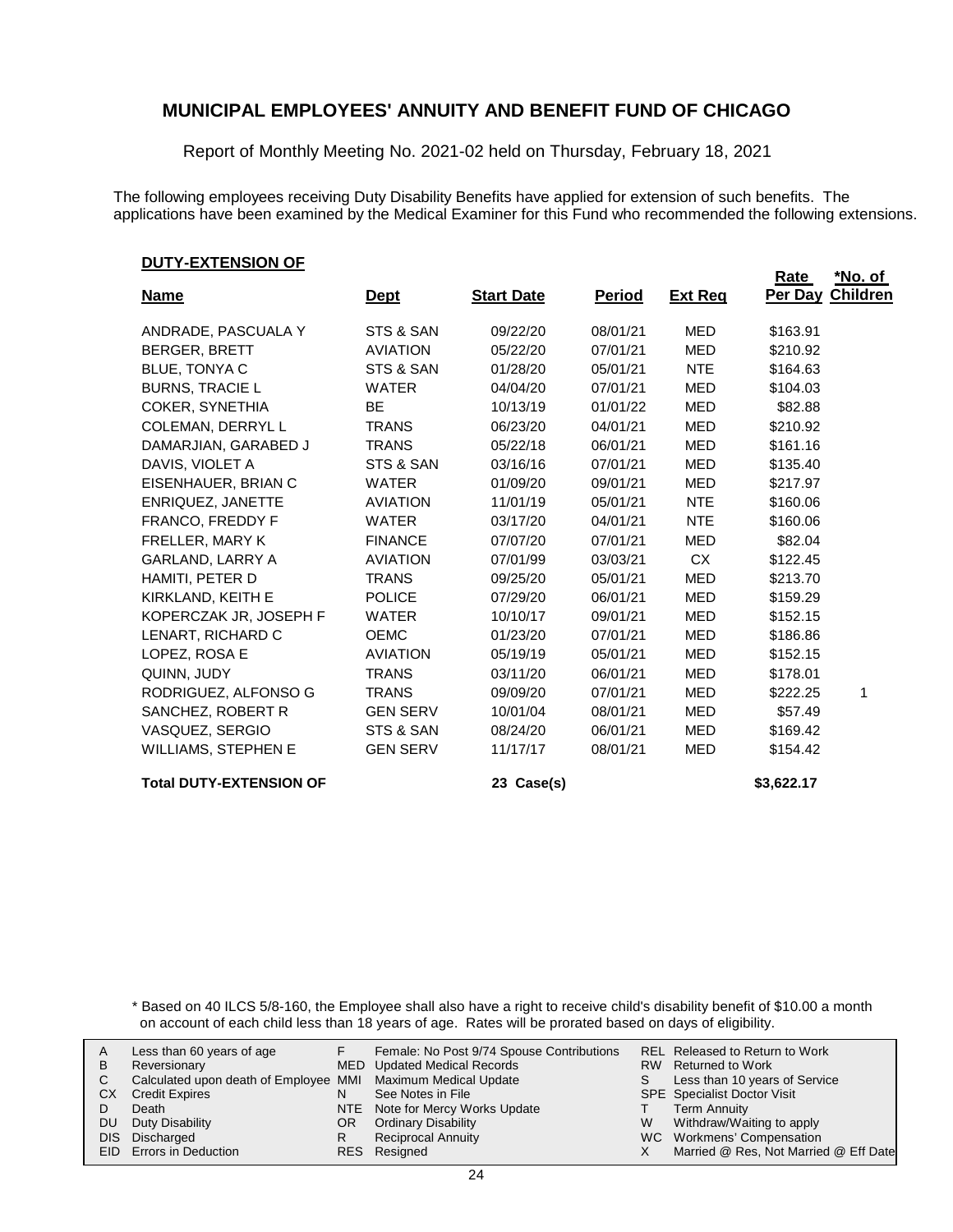# MUNICIPAL EMPLOYEES' ANNUITY AND BENEFIT FUND OF CHICAGO

Report of Monthly Meeting No. 2021-02 held on Thursday, February 18, 2021

The following employees receiving Duty Disability Benefits have applied for extension of such benefits. The applications have been examined by the Medical Examiner for this Fund who recommended the following extensions.

**DUTY-EXTENSION OF**

| Name | Dept | Start Date | Period | Ext Req | Rate Per Day | *No. of Children |
|---|---|---|---|---|---|---|
| ANDRADE, PASCUALA Y | STS & SAN | 09/22/20 | 08/01/21 | MED | $163.91 | |
| BERGER, BRETT | AVIATION | 05/22/20 | 07/01/21 | MED | $210.92 | |
| BLUE, TONYA C | STS & SAN | 01/28/20 | 05/01/21 | NTE | $164.63 | |
| BURNS, TRACIE L | WATER | 04/04/20 | 07/01/21 | MED | $104.03 | |
| COKER, SYNETHIA | BE | 10/13/19 | 01/01/22 | MED | $82.88 | |
| COLEMAN, DERRYL L | TRANS | 06/23/20 | 04/01/21 | MED | $210.92 | |
| DAMARJIAN, GARABED J | TRANS | 05/22/18 | 06/01/21 | MED | $161.16 | |
| DAVIS, VIOLET A | STS & SAN | 03/16/16 | 07/01/21 | MED | $135.40 | |
| EISENHAUER, BRIAN C | WATER | 01/09/20 | 09/01/21 | MED | $217.97 | |
| ENRIQUEZ, JANETTE | AVIATION | 11/01/19 | 05/01/21 | NTE | $160.06 | |
| FRANCO, FREDDY F | WATER | 03/17/20 | 04/01/21 | NTE | $160.06 | |
| FRELLER, MARY K | FINANCE | 07/07/20 | 07/01/21 | MED | $82.04 | |
| GARLAND, LARRY A | AVIATION | 07/01/99 | 03/03/21 | CX | $122.45 | |
| HAMITI, PETER D | TRANS | 09/25/20 | 05/01/21 | MED | $213.70 | |
| KIRKLAND, KEITH E | POLICE | 07/29/20 | 06/01/21 | MED | $159.29 | |
| KOPERCZAK JR, JOSEPH F | WATER | 10/10/17 | 09/01/21 | MED | $152.15 | |
| LENART, RICHARD C | OEMC | 01/23/20 | 07/01/21 | MED | $186.86 | |
| LOPEZ, ROSA E | AVIATION | 05/19/19 | 05/01/21 | MED | $152.15 | |
| QUINN, JUDY | TRANS | 03/11/20 | 06/01/21 | MED | $178.01 | |
| RODRIGUEZ, ALFONSO G | TRANS | 09/09/20 | 07/01/21 | MED | $222.25 | 1 |
| SANCHEZ, ROBERT R | GEN SERV | 10/01/04 | 08/01/21 | MED | $57.49 | |
| VASQUEZ, SERGIO | STS & SAN | 08/24/20 | 06/01/21 | MED | $169.42 | |
| WILLIAMS, STEPHEN E | GEN SERV | 11/17/17 | 08/01/21 | MED | $154.42 | |
| **Total DUTY-EXTENSION OF** | | **23 Case(s)** | | | **$3,622.17** | |

\* Based on 40 ILCS 5/8-160, the Employee shall also have a right to receive child's disability benefit of $10.00 a month on account of each child less than 18 years of age. Rates will be prorated based on days of eligibility.

| | | | | | |
|---|---|---|---|---|---|
| A | Less than 60 years of age | F | Female: No Post 9/74 Spouse Contributions | REL | Released to Return to Work |
| B | Reversionary | MED | Updated Medical Records | RW | Returned to Work |
| C | Calculated upon death of Employee | MMI | Maximum Medical Update | S | Less than 10 years of Service |
| CX | Credit Expires | N | See Notes in File | SPE | Specialist Doctor Visit |
| D | Death | NTE | Note for Mercy Works Update | T | Term Annuity |
| DU | Duty Disability | OR | Ordinary Disability | W | Withdraw/Waiting to apply |
| DIS | Discharged | R | Reciprocal Annuity | WC | Workmens' Compensation |
| EID | Errors in Deduction | RES | Resigned | X | Married @ Res, Not Married @ Eff Date |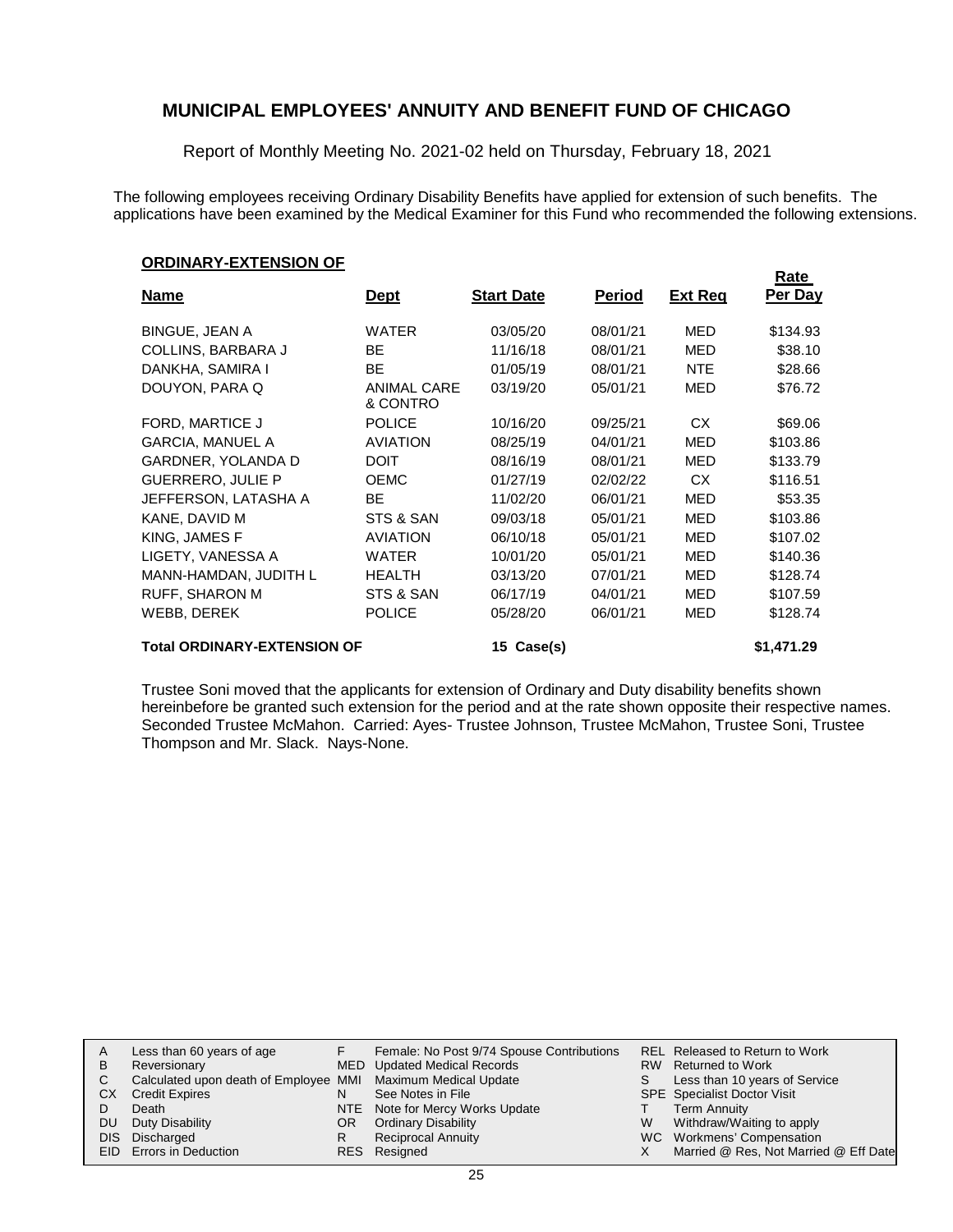## MUNICIPAL EMPLOYEES' ANNUITY AND BENEFIT FUND OF CHICAGO

Report of Monthly Meeting No. 2021-02 held on Thursday, February 18, 2021

The following employees receiving Ordinary Disability Benefits have applied for extension of such benefits. The applications have been examined by the Medical Examiner for this Fund who recommended the following extensions.

**ORDINARY-EXTENSION OF**

| Name | Dept | Start Date | Period | Ext Req | Rate Per Day |
|---|---|---|---|---|---|
| BINGUE, JEAN A | WATER | 03/05/20 | 08/01/21 | MED | $134.93 |
| COLLINS, BARBARA J | BE | 11/16/18 | 08/01/21 | MED | $38.10 |
| DANKHA, SAMIRA I | BE | 01/05/19 | 08/01/21 | NTE | $28.66 |
| DOUYON, PARA Q | ANIMAL CARE & CONTRO | 03/19/20 | 05/01/21 | MED | $76.72 |
| FORD, MARTICE J | POLICE | 10/16/20 | 09/25/21 | CX | $69.06 |
| GARCIA, MANUEL A | AVIATION | 08/25/19 | 04/01/21 | MED | $103.86 |
| GARDNER, YOLANDA D | DOIT | 08/16/19 | 08/01/21 | MED | $133.79 |
| GUERRERO, JULIE P | OEMC | 01/27/19 | 02/02/22 | CX | $116.51 |
| JEFFERSON, LATASHA A | BE | 11/02/20 | 06/01/21 | MED | $53.35 |
| KANE, DAVID M | STS & SAN | 09/03/18 | 05/01/21 | MED | $103.86 |
| KING, JAMES F | AVIATION | 06/10/18 | 05/01/21 | MED | $107.02 |
| LIGETY, VANESSA A | WATER | 10/01/20 | 05/01/21 | MED | $140.36 |
| MANN-HAMDAN, JUDITH L | HEALTH | 03/13/20 | 07/01/21 | MED | $128.74 |
| RUFF, SHARON M | STS & SAN | 06/17/19 | 04/01/21 | MED | $107.59 |
| WEBB, DEREK | POLICE | 05/28/20 | 06/01/21 | MED | $128.74 |
| **Total ORDINARY-EXTENSION OF** | | **15 Case(s)** | | | **$1,471.29** |

Trustee Soni moved that the applicants for extension of Ordinary and Duty disability benefits shown hereinbefore be granted such extension for the period and at the rate shown opposite their respective names. Seconded Trustee McMahon. Carried: Ayes- Trustee Johnson, Trustee McMahon, Trustee Soni, Trustee Thompson and Mr. Slack. Nays-None.

| | | | | | |
|---|---|---|---|---|---|
| A | Less than 60 years of age | F | Female: No Post 9/74 Spouse Contributions | REL | Released to Return to Work |
| B | Reversionary | MED | Updated Medical Records | RW | Returned to Work |
| C | Calculated upon death of Employee | MMI | Maximum Medical Update | S | Less than 10 years of Service |
| CX | Credit Expires | N | See Notes in File | SPE | Specialist Doctor Visit |
| D | Death | NTE | Note for Mercy Works Update | T | Term Annuity |
| DU | Duty Disability | OR | Ordinary Disability | W | Withdraw/Waiting to apply |
| DIS | Discharged | R | Reciprocal Annuity | WC | Workmens' Compensation |
| EID | Errors in Deduction | RES | Resigned | X | Married @ Res, Not Married @ Eff Date |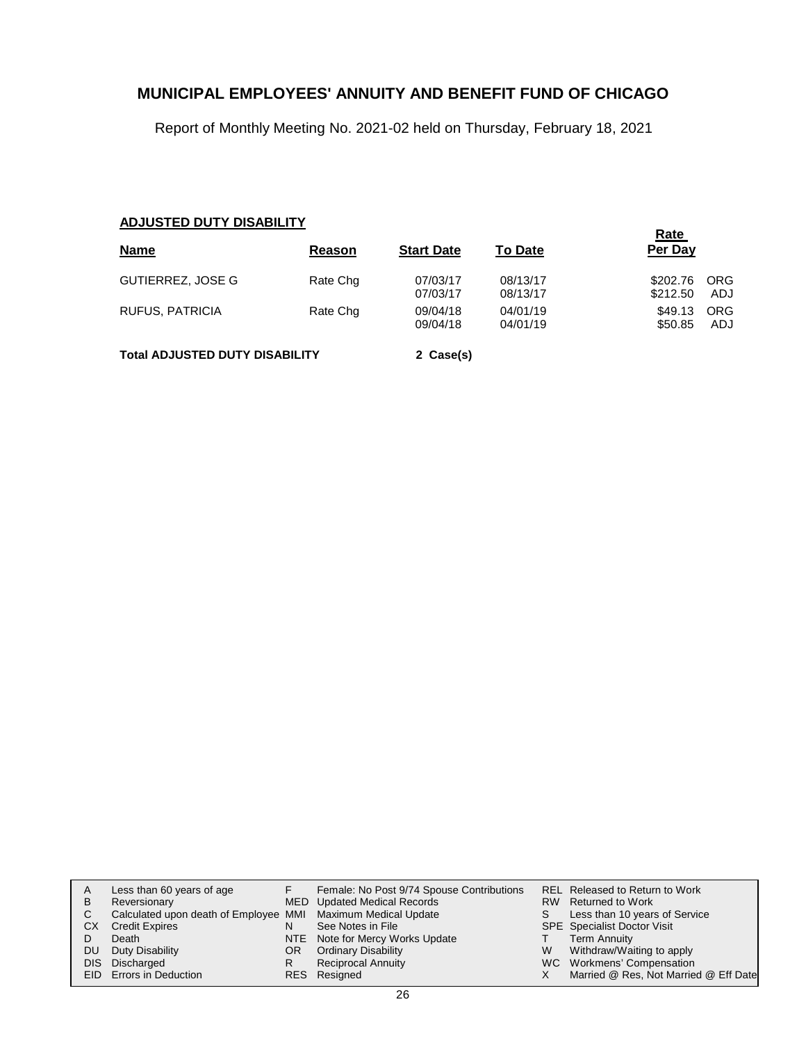# MUNICIPAL EMPLOYEES' ANNUITY AND BENEFIT FUND OF CHICAGO

Report of Monthly Meeting No. 2021-02 held on Thursday, February 18, 2021

**ADJUSTED DUTY DISABILITY**

| Name | Reason | Start Date | To Date | Rate Per Day | |
|---|---|---|---|---|---|
| GUTIERREZ, JOSE G | Rate Chg | 07/03/17 | 08/13/17 | $202.76 | ORG |
| | | 07/03/17 | 08/13/17 | $212.50 | ADJ |
| RUFUS, PATRICIA | Rate Chg | 09/04/18 | 04/01/19 | $49.13 | ORG |
| | | 09/04/18 | 04/01/19 | $50.85 | ADJ |

**Total ADJUSTED DUTY DISABILITY** **2 Case(s)**

| | | | | | |
|---|---|---|---|---|---|
| A | Less than 60 years of age | F | Female: No Post 9/74 Spouse Contributions | REL | Released to Return to Work |
| B | Reversionary | MED | Updated Medical Records | RW | Returned to Work |
| C | Calculated upon death of Employee | MMI | Maximum Medical Update | S | Less than 10 years of Service |
| CX | Credit Expires | N | See Notes in File | SPE | Specialist Doctor Visit |
| D | Death | NTE | Note for Mercy Works Update | T | Term Annuity |
| DU | Duty Disability | OR | Ordinary Disability | W | Withdraw/Waiting to apply |
| DIS | Discharged | R | Reciprocal Annuity | WC | Workmens' Compensation |
| EID | Errors in Deduction | RES | Resigned | X | Married @ Res, Not Married @ Eff Date |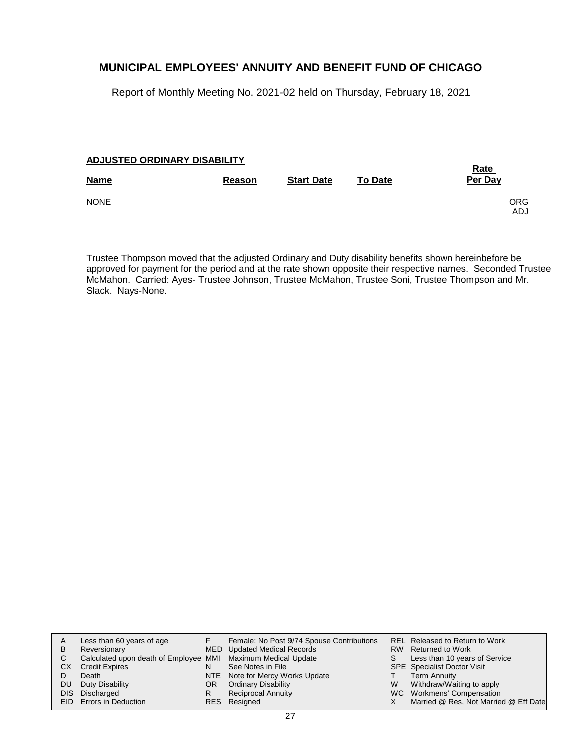**ADJUSTED ORDINARY DISABILITY**

| Name | Reason | Start Date | To Date | Rate Per Day |
|---|---|---|---|---|
| NONE | | | | ORG ADJ |

Trustee Thompson moved that the adjusted Ordinary and Duty disability benefits shown hereinbefore be approved for payment for the period and at the rate shown opposite their respective names. Seconded Trustee McMahon. Carried: Ayes- Trustee Johnson, Trustee McMahon, Trustee Soni, Trustee Thompson and Mr. Slack. Nays-None.

| | | | | | |
|---|---|---|---|---|---|
| A | Less than 60 years of age | F | Female: No Post 9/74 Spouse Contributions | REL | Released to Return to Work |
| B | Reversionary | MED | Updated Medical Records | RW | Returned to Work |
| C | Calculated upon death of Employee | MMI | Maximum Medical Update | S | Less than 10 years of Service |
| CX | Credit Expires | N | See Notes in File | SPE | Specialist Doctor Visit |
| D | Death | NTE | Note for Mercy Works Update | T | Term Annuity |
| DU | Duty Disability | OR | Ordinary Disability | W | Withdraw/Waiting to apply |
| DIS | Discharged | R | Reciprocal Annuity | WC | Workmens' Compensation |
| EID | Errors in Deduction | RES | Resigned | X | Married @ Res, Not Married @ Eff Date |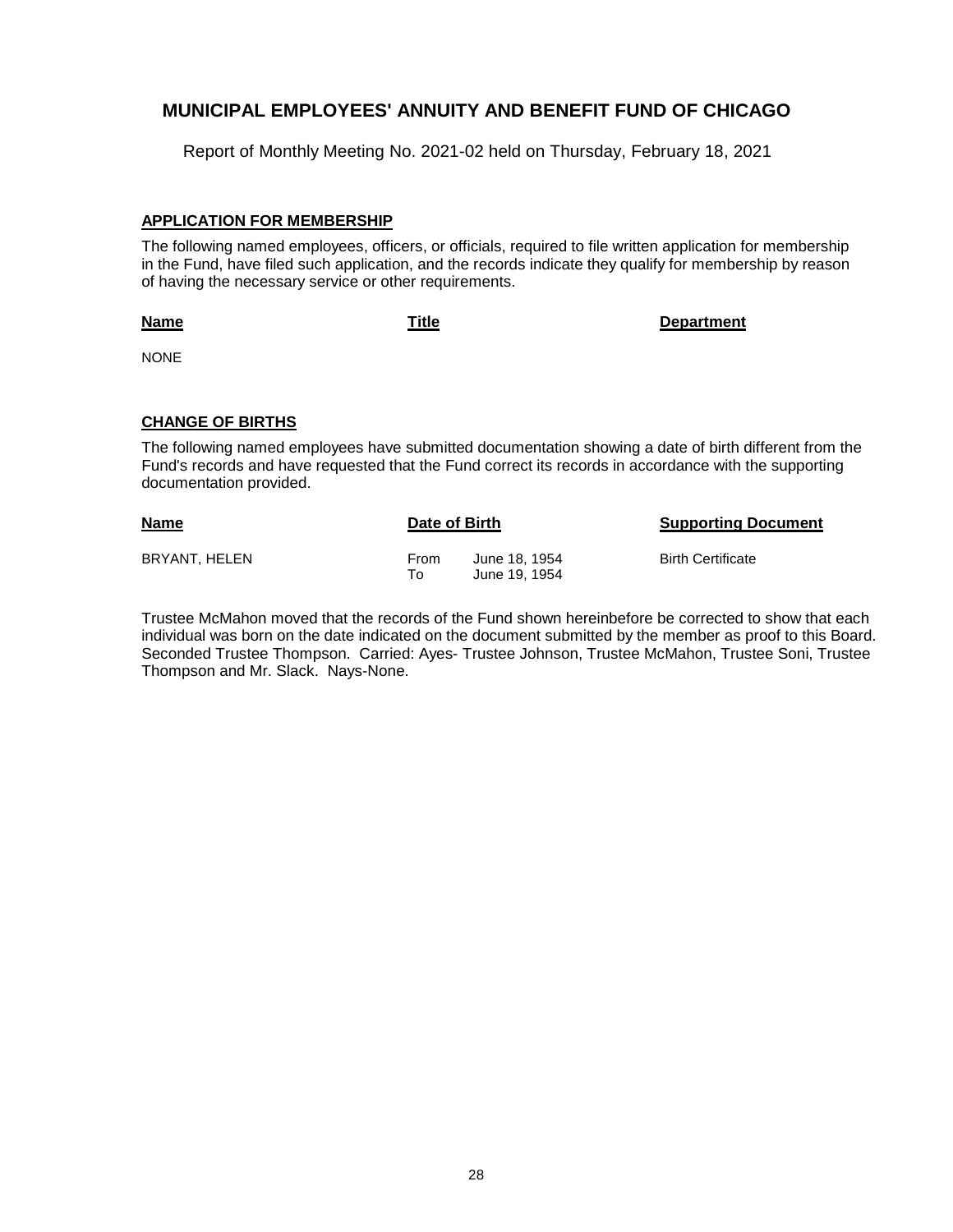# MUNICIPAL EMPLOYEES' ANNUITY AND BENEFIT FUND OF CHICAGO

Report of Monthly Meeting No. 2021-02 held on Thursday, February 18, 2021

## APPLICATION FOR MEMBERSHIP

The following named employees, officers, or officials, required to file written application for membership in the Fund, have filed such application, and the records indicate they qualify for membership by reason of having the necessary service or other requirements.

| Name | Title | Department |
| --- | --- | --- |
| NONE | | |

## CHANGE OF BIRTHS

The following named employees have submitted documentation showing a date of birth different from the Fund's records and have requested that the Fund correct its records in accordance with the supporting documentation provided.

| Name | Date of Birth | | Supporting Document |
| --- | --- | --- | --- |
| BRYANT, HELEN | From | June 18, 1954 | Birth Certificate |
| | To | June 19, 1954 | |

Trustee McMahon moved that the records of the Fund shown hereinbefore be corrected to show that each individual was born on the date indicated on the document submitted by the member as proof to this Board. Seconded Trustee Thompson. Carried: Ayes- Trustee Johnson, Trustee McMahon, Trustee Soni, Trustee Thompson and Mr. Slack. Nays-None.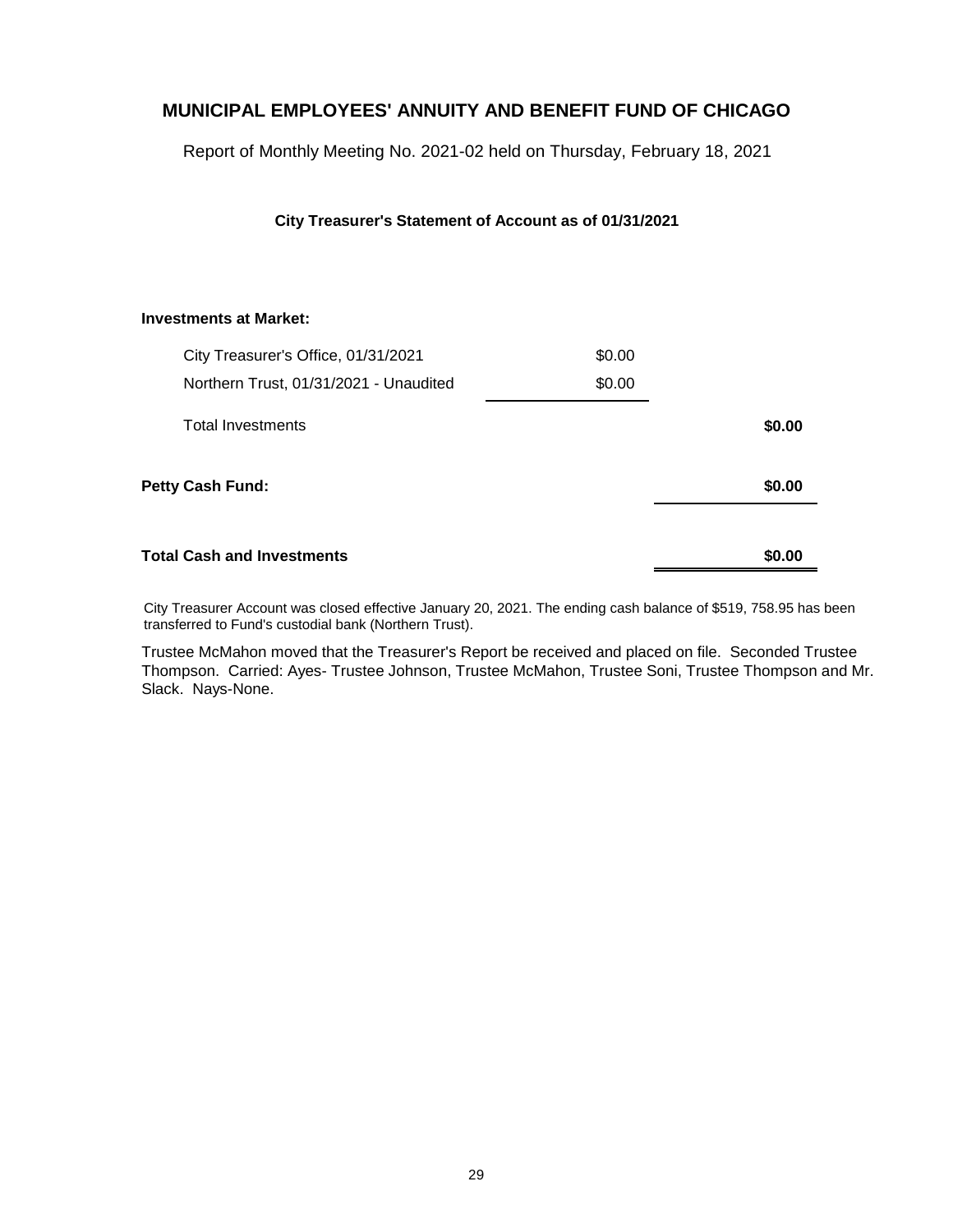# MUNICIPAL EMPLOYEES' ANNUITY AND BENEFIT FUND OF CHICAGO

Report of Monthly Meeting No. 2021-02 held on Thursday, February 18, 2021

**City Treasurer's Statement of Account as of 01/31/2021**

| | | |
|---|---|---|
| **Investments at Market:** | | |
| City Treasurer's Office, 01/31/2021 | $0.00 | |
| Northern Trust, 01/31/2021 - Unaudited | $0.00 | |
| Total Investments | | **$0.00** |
| **Petty Cash Fund:** | | **$0.00** |
| **Total Cash and Investments** | | **$0.00** |

City Treasurer Account was closed effective January 20, 2021. The ending cash balance of $519, 758.95 has been transferred to Fund's custodial bank (Northern Trust).

Trustee McMahon moved that the Treasurer's Report be received and placed on file. Seconded Trustee Thompson. Carried: Ayes- Trustee Johnson, Trustee McMahon, Trustee Soni, Trustee Thompson and Mr. Slack. Nays-None.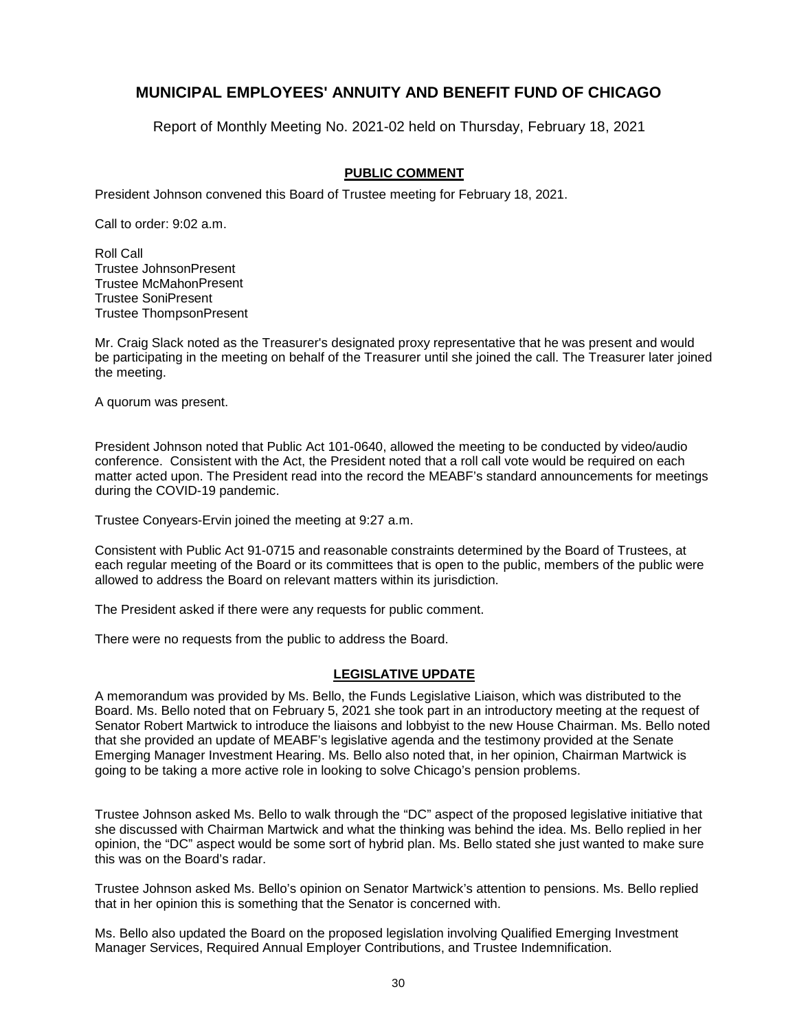# MUNICIPAL EMPLOYEES' ANNUITY AND BENEFIT FUND OF CHICAGO

Report of Monthly Meeting No. 2021-02 held on Thursday, February 18, 2021

## PUBLIC COMMENT

President Johnson convened this Board of Trustee meeting for February 18, 2021.

Call to order: 9:02 a.m.

Roll Call
Trustee JohnsonPresent
Trustee McMahonPresent
Trustee SoniPresent
Trustee ThompsonPresent

Mr. Craig Slack noted as the Treasurer's designated proxy representative that he was present and would be participating in the meeting on behalf of the Treasurer until she joined the call. The Treasurer later joined the meeting.

A quorum was present.

President Johnson noted that Public Act 101-0640, allowed the meeting to be conducted by video/audio conference. Consistent with the Act, the President noted that a roll call vote would be required on each matter acted upon. The President read into the record the MEABF's standard announcements for meetings during the COVID-19 pandemic.

Trustee Conyears-Ervin joined the meeting at 9:27 a.m.

Consistent with Public Act 91-0715 and reasonable constraints determined by the Board of Trustees, at each regular meeting of the Board or its committees that is open to the public, members of the public were allowed to address the Board on relevant matters within its jurisdiction.

The President asked if there were any requests for public comment.

There were no requests from the public to address the Board.

## LEGISLATIVE UPDATE

A memorandum was provided by Ms. Bello, the Funds Legislative Liaison, which was distributed to the Board. Ms. Bello noted that on February 5, 2021 she took part in an introductory meeting at the request of Senator Robert Martwick to introduce the liaisons and lobbyist to the new House Chairman. Ms. Bello noted that she provided an update of MEABF's legislative agenda and the testimony provided at the Senate Emerging Manager Investment Hearing. Ms. Bello also noted that, in her opinion, Chairman Martwick is going to be taking a more active role in looking to solve Chicago's pension problems.

Trustee Johnson asked Ms. Bello to walk through the "DC" aspect of the proposed legislative initiative that she discussed with Chairman Martwick and what the thinking was behind the idea. Ms. Bello replied in her opinion, the "DC" aspect would be some sort of hybrid plan. Ms. Bello stated she just wanted to make sure this was on the Board's radar.

Trustee Johnson asked Ms. Bello's opinion on Senator Martwick's attention to pensions. Ms. Bello replied that in her opinion this is something that the Senator is concerned with.

Ms. Bello also updated the Board on the proposed legislation involving Qualified Emerging Investment Manager Services, Required Annual Employer Contributions, and Trustee Indemnification.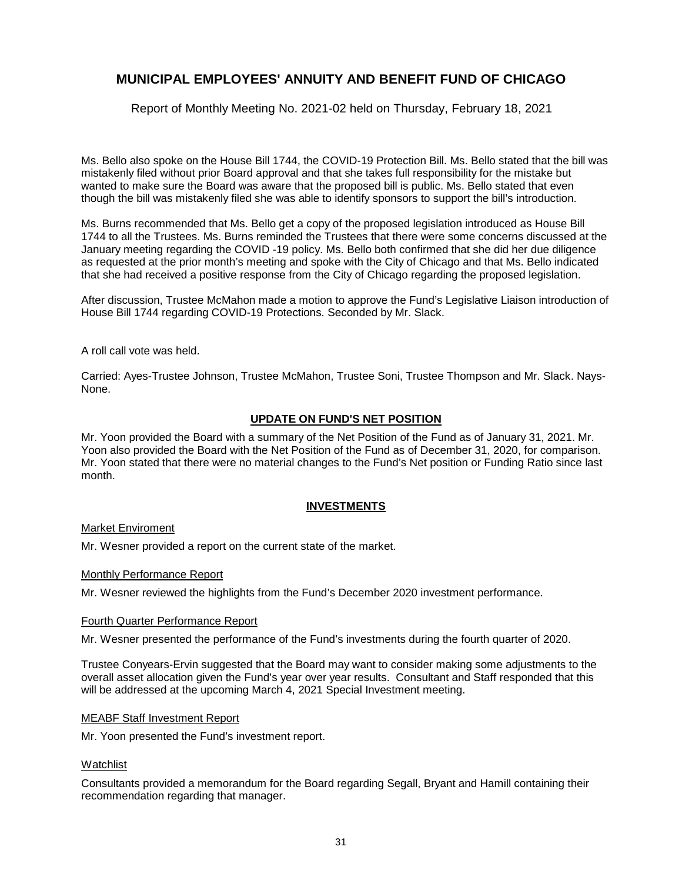Ms. Bello also spoke on the House Bill 1744, the COVID-19 Protection Bill. Ms. Bello stated that the bill was mistakenly filed without prior Board approval and that she takes full responsibility for the mistake but wanted to make sure the Board was aware that the proposed bill is public. Ms. Bello stated that even though the bill was mistakenly filed she was able to identify sponsors to support the bill's introduction.

Ms. Burns recommended that Ms. Bello get a copy of the proposed legislation introduced as House Bill 1744 to all the Trustees. Ms. Burns reminded the Trustees that there were some concerns discussed at the January meeting regarding the COVID -19 policy. Ms. Bello both confirmed that she did her due diligence as requested at the prior month's meeting and spoke with the City of Chicago and that Ms. Bello indicated that she had received a positive response from the City of Chicago regarding the proposed legislation.

After discussion, Trustee McMahon made a motion to approve the Fund's Legislative Liaison introduction of House Bill 1744 regarding COVID-19 Protections. Seconded by Mr. Slack.

A roll call vote was held.

Carried: Ayes-Trustee Johnson, Trustee McMahon, Trustee Soni, Trustee Thompson and Mr. Slack. Nays-None.

## UPDATE ON FUND'S NET POSITION

Mr. Yoon provided the Board with a summary of the Net Position of the Fund as of January 31, 2021. Mr. Yoon also provided the Board with the Net Position of the Fund as of December 31, 2020, for comparison. Mr. Yoon stated that there were no material changes to the Fund's Net position or Funding Ratio since last month.

## INVESTMENTS

### Market Enviroment

Mr. Wesner provided a report on the current state of the market.

### Monthly Performance Report

Mr. Wesner reviewed the highlights from the Fund's December 2020 investment performance.

### Fourth Quarter Performance Report

Mr. Wesner presented the performance of the Fund's investments during the fourth quarter of 2020.

Trustee Conyears-Ervin suggested that the Board may want to consider making some adjustments to the overall asset allocation given the Fund's year over year results. Consultant and Staff responded that this will be addressed at the upcoming March 4, 2021 Special Investment meeting.

### MEABF Staff Investment Report

Mr. Yoon presented the Fund's investment report.

### Watchlist

Consultants provided a memorandum for the Board regarding Segall, Bryant and Hamill containing their recommendation regarding that manager.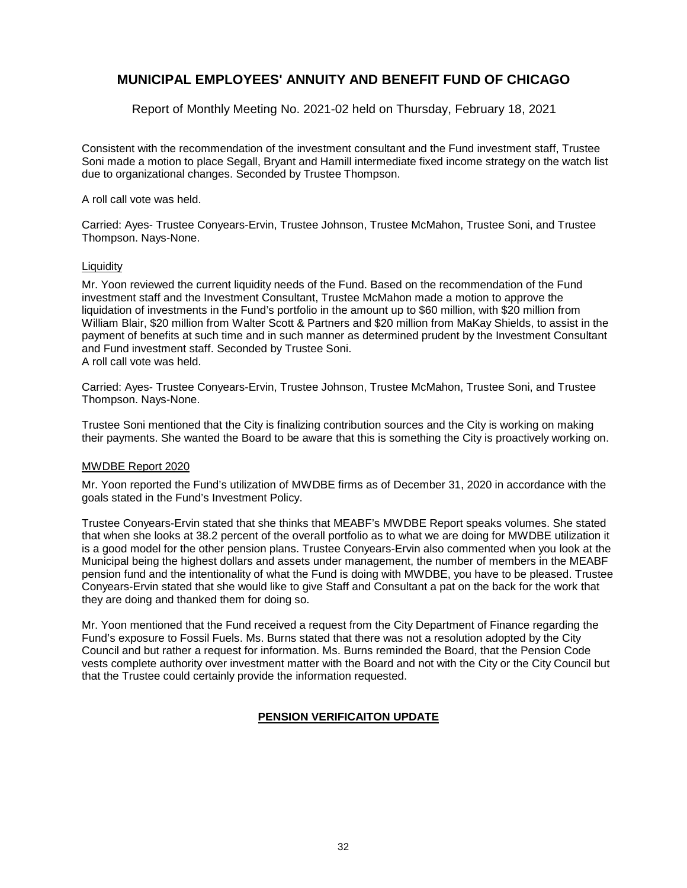Consistent with the recommendation of the investment consultant and the Fund investment staff, Trustee Soni made a motion to place Segall, Bryant and Hamill intermediate fixed income strategy on the watch list due to organizational changes. Seconded by Trustee Thompson.

A roll call vote was held.

Carried: Ayes- Trustee Conyears-Ervin, Trustee Johnson, Trustee McMahon, Trustee Soni, and Trustee Thompson. Nays-None.

Liquidity

Mr. Yoon reviewed the current liquidity needs of the Fund. Based on the recommendation of the Fund investment staff and the Investment Consultant, Trustee McMahon made a motion to approve the liquidation of investments in the Fund's portfolio in the amount up to $60 million, with $20 million from William Blair, $20 million from Walter Scott & Partners and $20 million from MaKay Shields, to assist in the payment of benefits at such time and in such manner as determined prudent by the Investment Consultant and Fund investment staff. Seconded by Trustee Soni.
A roll call vote was held.

Carried: Ayes- Trustee Conyears-Ervin, Trustee Johnson, Trustee McMahon, Trustee Soni, and Trustee Thompson. Nays-None.

Trustee Soni mentioned that the City is finalizing contribution sources and the City is working on making their payments. She wanted the Board to be aware that this is something the City is proactively working on.

MWDBE Report 2020

Mr. Yoon reported the Fund's utilization of MWDBE firms as of December 31, 2020 in accordance with the goals stated in the Fund's Investment Policy.

Trustee Conyears-Ervin stated that she thinks that MEABF's MWDBE Report speaks volumes. She stated that when she looks at 38.2 percent of the overall portfolio as to what we are doing for MWDBE utilization it is a good model for the other pension plans. Trustee Conyears-Ervin also commented when you look at the Municipal being the highest dollars and assets under management, the number of members in the MEABF pension fund and the intentionality of what the Fund is doing with MWDBE, you have to be pleased. Trustee Conyears-Ervin stated that she would like to give Staff and Consultant a pat on the back for the work that they are doing and thanked them for doing so.

Mr. Yoon mentioned that the Fund received a request from the City Department of Finance regarding the Fund's exposure to Fossil Fuels. Ms. Burns stated that there was not a resolution adopted by the City Council and but rather a request for information. Ms. Burns reminded the Board, that the Pension Code vests complete authority over investment matter with the Board and not with the City or the City Council but that the Trustee could certainly provide the information requested.

## PENSION VERIFICAITON UPDATE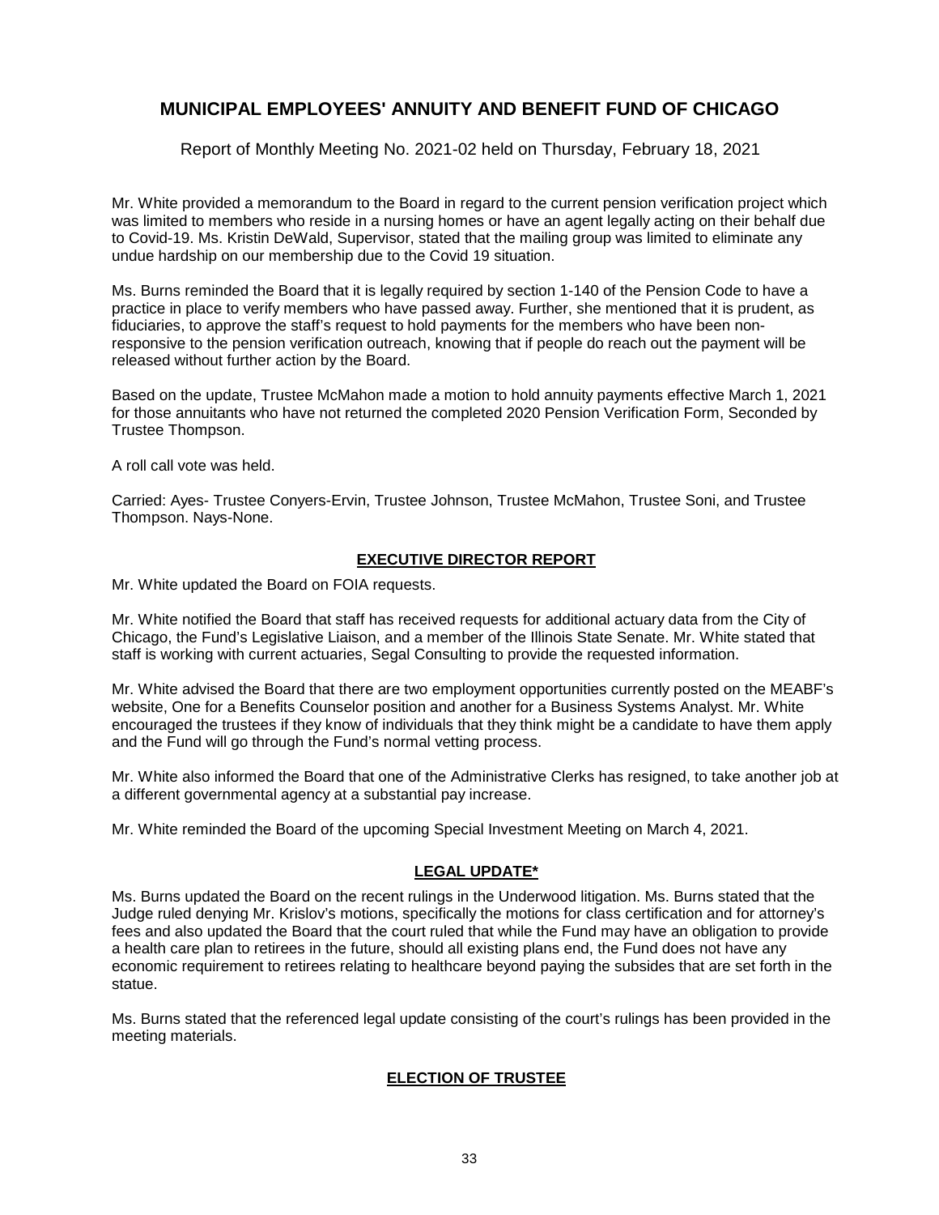Mr. White provided a memorandum to the Board in regard to the current pension verification project which was limited to members who reside in a nursing homes or have an agent legally acting on their behalf due to Covid-19. Ms. Kristin DeWald, Supervisor, stated that the mailing group was limited to eliminate any undue hardship on our membership due to the Covid 19 situation.

Ms. Burns reminded the Board that it is legally required by section 1-140 of the Pension Code to have a practice in place to verify members who have passed away. Further, she mentioned that it is prudent, as fiduciaries, to approve the staff's request to hold payments for the members who have been non-responsive to the pension verification outreach, knowing that if people do reach out the payment will be released without further action by the Board.

Based on the update, Trustee McMahon made a motion to hold annuity payments effective March 1, 2021 for those annuitants who have not returned the completed 2020 Pension Verification Form, Seconded by Trustee Thompson.

A roll call vote was held.

Carried: Ayes- Trustee Conyers-Ervin, Trustee Johnson, Trustee McMahon, Trustee Soni, and Trustee Thompson. Nays-None.

## EXECUTIVE DIRECTOR REPORT

Mr. White updated the Board on FOIA requests.

Mr. White notified the Board that staff has received requests for additional actuary data from the City of Chicago, the Fund's Legislative Liaison, and a member of the Illinois State Senate. Mr. White stated that staff is working with current actuaries, Segal Consulting to provide the requested information.

Mr. White advised the Board that there are two employment opportunities currently posted on the MEABF's website, One for a Benefits Counselor position and another for a Business Systems Analyst. Mr. White encouraged the trustees if they know of individuals that they think might be a candidate to have them apply and the Fund will go through the Fund's normal vetting process.

Mr. White also informed the Board that one of the Administrative Clerks has resigned, to take another job at a different governmental agency at a substantial pay increase.

Mr. White reminded the Board of the upcoming Special Investment Meeting on March 4, 2021.

## LEGAL UPDATE*

Ms. Burns updated the Board on the recent rulings in the Underwood litigation. Ms. Burns stated that the Judge ruled denying Mr. Krislov's motions, specifically the motions for class certification and for attorney's fees and also updated the Board that the court ruled that while the Fund may have an obligation to provide a health care plan to retirees in the future, should all existing plans end, the Fund does not have any economic requirement to retirees relating to healthcare beyond paying the subsides that are set forth in the statue.

Ms. Burns stated that the referenced legal update consisting of the court's rulings has been provided in the meeting materials.

## ELECTION OF TRUSTEE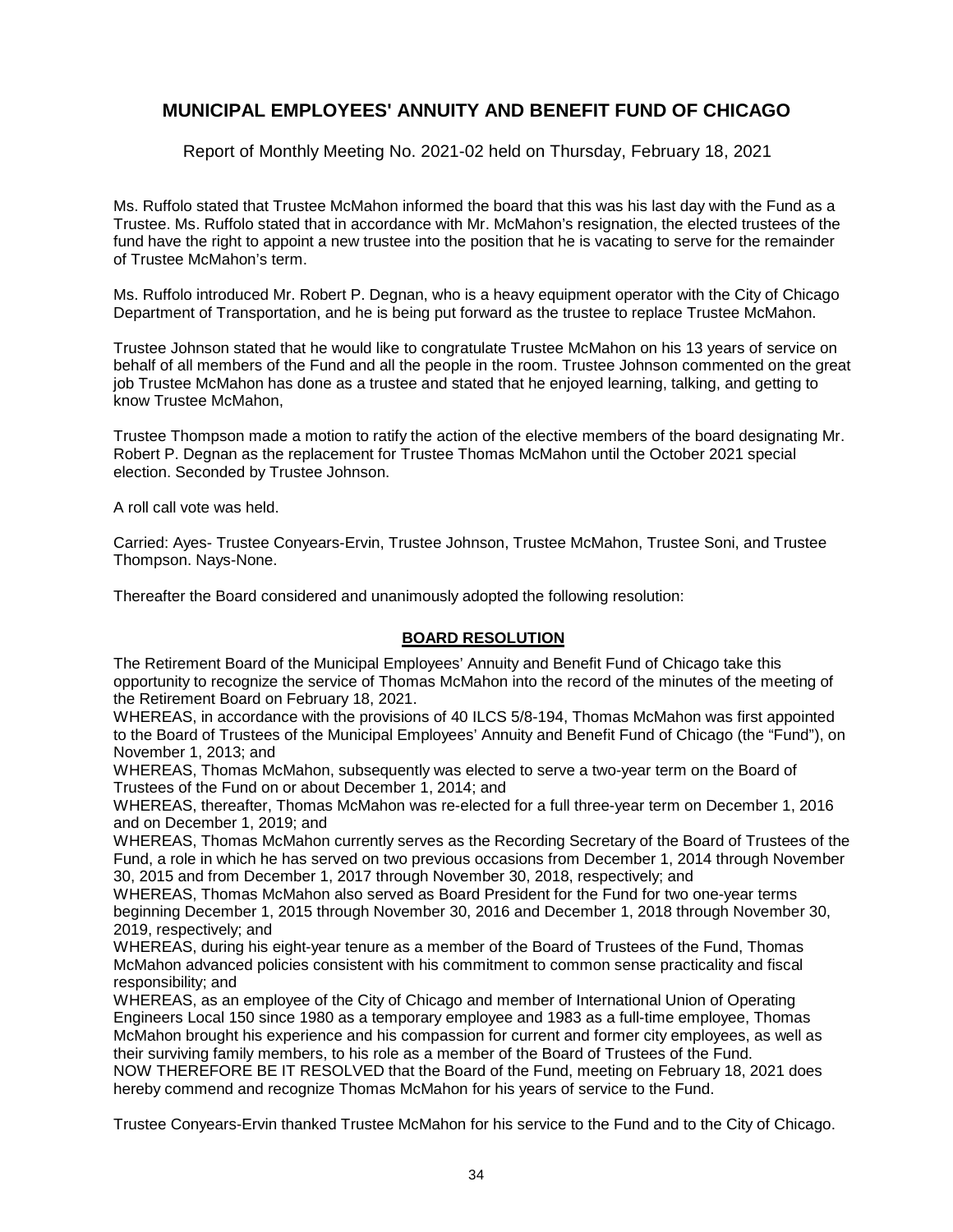Ms. Ruffolo stated that Trustee McMahon informed the board that this was his last day with the Fund as a Trustee. Ms. Ruffolo stated that in accordance with Mr. McMahon's resignation, the elected trustees of the fund have the right to appoint a new trustee into the position that he is vacating to serve for the remainder of Trustee McMahon's term.

Ms. Ruffolo introduced Mr. Robert P. Degnan, who is a heavy equipment operator with the City of Chicago Department of Transportation, and he is being put forward as the trustee to replace Trustee McMahon.

Trustee Johnson stated that he would like to congratulate Trustee McMahon on his 13 years of service on behalf of all members of the Fund and all the people in the room. Trustee Johnson commented on the great job Trustee McMahon has done as a trustee and stated that he enjoyed learning, talking, and getting to know Trustee McMahon,

Trustee Thompson made a motion to ratify the action of the elective members of the board designating Mr. Robert P. Degnan as the replacement for Trustee Thomas McMahon until the October 2021 special election. Seconded by Trustee Johnson.

A roll call vote was held.

Carried: Ayes- Trustee Conyears-Ervin, Trustee Johnson, Trustee McMahon, Trustee Soni, and Trustee Thompson. Nays-None.

Thereafter the Board considered and unanimously adopted the following resolution:

## **BOARD RESOLUTION**

The Retirement Board of the Municipal Employees' Annuity and Benefit Fund of Chicago take this opportunity to recognize the service of Thomas McMahon into the record of the minutes of the meeting of the Retirement Board on February 18, 2021.

WHEREAS, in accordance with the provisions of 40 ILCS 5/8-194, Thomas McMahon was first appointed to the Board of Trustees of the Municipal Employees' Annuity and Benefit Fund of Chicago (the "Fund"), on November 1, 2013; and

WHEREAS, Thomas McMahon, subsequently was elected to serve a two-year term on the Board of Trustees of the Fund on or about December 1, 2014; and

WHEREAS, thereafter, Thomas McMahon was re-elected for a full three-year term on December 1, 2016 and on December 1, 2019; and

WHEREAS, Thomas McMahon currently serves as the Recording Secretary of the Board of Trustees of the Fund, a role in which he has served on two previous occasions from December 1, 2014 through November 30, 2015 and from December 1, 2017 through November 30, 2018, respectively; and

WHEREAS, Thomas McMahon also served as Board President for the Fund for two one-year terms beginning December 1, 2015 through November 30, 2016 and December 1, 2018 through November 30, 2019, respectively; and

WHEREAS, during his eight-year tenure as a member of the Board of Trustees of the Fund, Thomas McMahon advanced policies consistent with his commitment to common sense practicality and fiscal responsibility; and

WHEREAS, as an employee of the City of Chicago and member of International Union of Operating Engineers Local 150 since 1980 as a temporary employee and 1983 as a full-time employee, Thomas McMahon brought his experience and his compassion for current and former city employees, as well as their surviving family members, to his role as a member of the Board of Trustees of the Fund.

NOW THEREFORE BE IT RESOLVED that the Board of the Fund, meeting on February 18, 2021 does hereby commend and recognize Thomas McMahon for his years of service to the Fund.

Trustee Conyears-Ervin thanked Trustee McMahon for his service to the Fund and to the City of Chicago.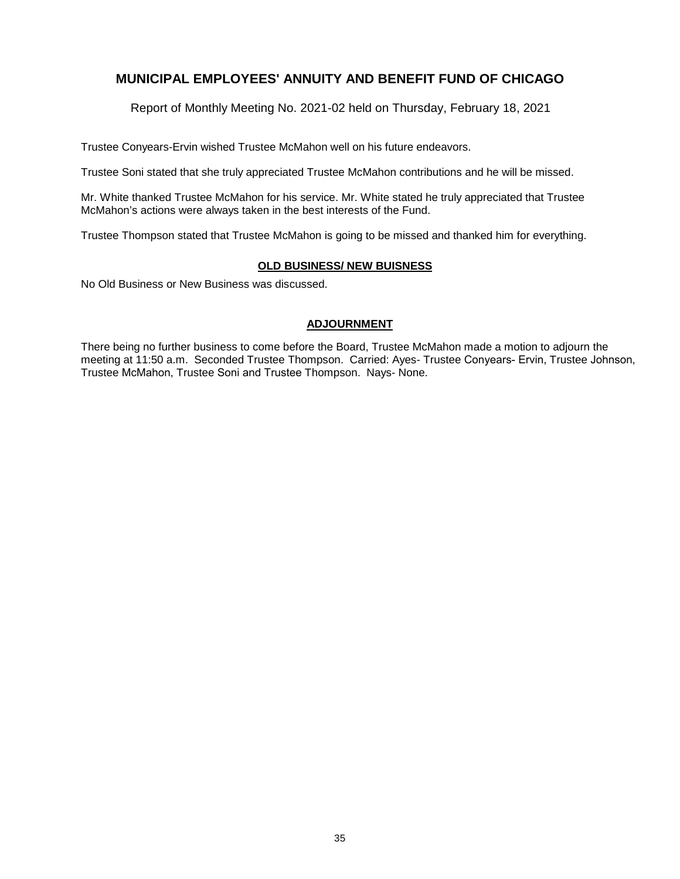Trustee Conyears-Ervin wished Trustee McMahon well on his future endeavors.

Trustee Soni stated that she truly appreciated Trustee McMahon contributions and he will be missed.

Mr. White thanked Trustee McMahon for his service. Mr. White stated he truly appreciated that Trustee McMahon's actions were always taken in the best interests of the Fund.

Trustee Thompson stated that Trustee McMahon is going to be missed and thanked him for everything.

## OLD BUSINESS/ NEW BUISNESS

No Old Business or New Business was discussed.

## ADJOURNMENT

There being no further business to come before the Board, Trustee McMahon made a motion to adjourn the meeting at 11:50 a.m. Seconded Trustee Thompson. Carried: Ayes- Trustee Conyears- Ervin, Trustee Johnson, Trustee McMahon, Trustee Soni and Trustee Thompson. Nays- None.